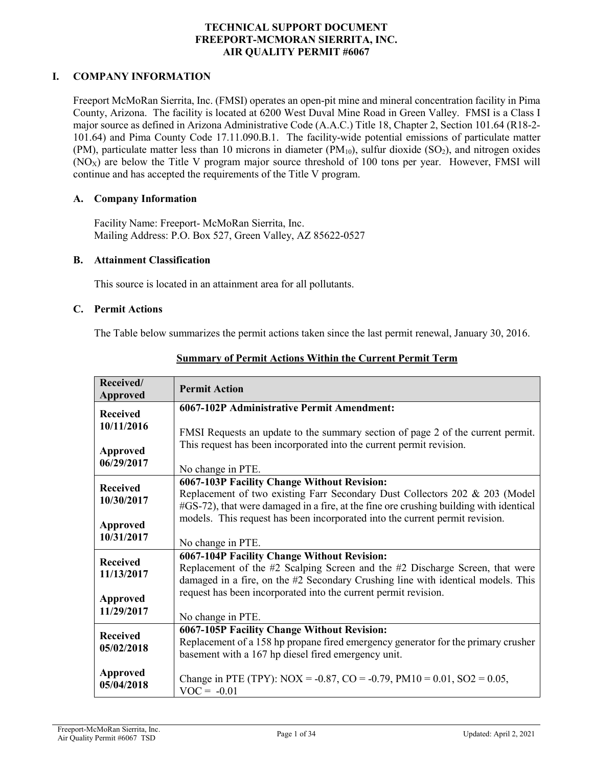# TECHNICAL SUPPORT DOCUMENT
# FREEPORT-MCMORAN SIERRITA, INC.
# AIR QUALITY PERMIT #6067

## I. COMPANY INFORMATION

Freeport McMoRan Sierrita, Inc. (FMSI) operates an open-pit mine and mineral concentration facility in Pima County, Arizona. The facility is located at 6200 West Duval Mine Road in Green Valley. FMSI is a Class I major source as defined in Arizona Administrative Code (A.A.C.) Title 18, Chapter 2, Section 101.64 (R18-2-101.64) and Pima County Code 17.11.090.B.1. The facility-wide potential emissions of particulate matter (PM), particulate matter less than 10 microns in diameter ($PM_{10}$), sulfur dioxide ($SO_2$), and nitrogen oxides ($NO_X$) are below the Title V program major source threshold of 100 tons per year. However, FMSI will continue and has accepted the requirements of the Title V program.

### A. Company Information

Facility Name: Freeport- McMoRan Sierrita, Inc.
Mailing Address: P.O. Box 527, Green Valley, AZ 85622-0527

### B. Attainment Classification

This source is located in an attainment area for all pollutants.

### C. Permit Actions

The Table below summarizes the permit actions taken since the last permit renewal, January 30, 2016.

**Summary of Permit Actions Within the Current Permit Term**

| Received/ Approved | Permit Action |
|---|---|
| **Received 10/11/2016** **Approved 06/29/2017** | **6067-102P Administrative Permit Amendment:** FMSI Requests an update to the summary section of page 2 of the current permit. This request has been incorporated into the current permit revision. No change in PTE. |
| **Received 10/30/2017** **Approved 10/31/2017** | **6067-103P Facility Change Without Revision:** Replacement of two existing Farr Secondary Dust Collectors 202 & 203 (Model #GS-72), that were damaged in a fire, at the fine ore crushing building with identical models. This request has been incorporated into the current permit revision. No change in PTE. |
| **Received 11/13/2017** **Approved 11/29/2017** | **6067-104P Facility Change Without Revision:** Replacement of the #2 Scalping Screen and the #2 Discharge Screen, that were damaged in a fire, on the #2 Secondary Crushing line with identical models. This request has been incorporated into the current permit revision. No change in PTE. |
| **Received 05/02/2018** **Approved 05/04/2018** | **6067-105P Facility Change Without Revision:** Replacement of a 158 hp propane fired emergency generator for the primary crusher basement with a 167 hp diesel fired emergency unit. Change in PTE (TPY): NOX = -0.87, CO = -0.79, PM10 = 0.01, SO2 = 0.05, VOC = -0.01 |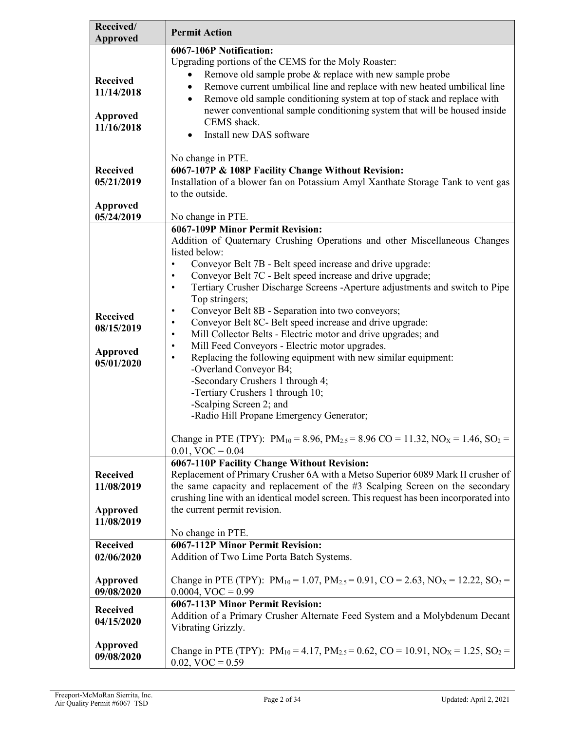| Received/ Approved | Permit Action |
|---|---|
| Received 11/14/2018<br><br>Approved 11/16/2018 | **6067-106P Notification:**<br>Upgrading portions of the CEMS for the Moly Roaster:<br>• Remove old sample probe & replace with new sample probe<br>• Remove current umbilical line and replace with new heated umbilical line<br>• Remove old sample conditioning system at top of stack and replace with newer conventional sample conditioning system that will be housed inside CEMS shack.<br>• Install new DAS software<br><br>No change in PTE. |
| Received 05/21/2019<br><br>Approved 05/24/2019 | **6067-107P & 108P Facility Change Without Revision:**<br>Installation of a blower fan on Potassium Amyl Xanthate Storage Tank to vent gas to the outside.<br><br>No change in PTE. |
| Received 08/15/2019<br><br>Approved 05/01/2020 | **6067-109P Minor Permit Revision:**<br>Addition of Quaternary Crushing Operations and other Miscellaneous Changes listed below:<br>• Conveyor Belt 7B - Belt speed increase and drive upgrade:<br>• Conveyor Belt 7C - Belt speed increase and drive upgrade;<br>• Tertiary Crusher Discharge Screens -Aperture adjustments and switch to Pipe Top stringers;<br>• Conveyor Belt 8B - Separation into two conveyors;<br>• Conveyor Belt 8C- Belt speed increase and drive upgrade:<br>• Mill Collector Belts - Electric motor and drive upgrades; and<br>• Mill Feed Conveyors - Electric motor upgrades.<br>• Replacing the following equipment with new similar equipment:<br>-Overland Conveyor B4;<br>-Secondary Crushers 1 through 4;<br>-Tertiary Crushers 1 through 10;<br>-Scalping Screen 2; and<br>-Radio Hill Propane Emergency Generator;<br><br>Change in PTE (TPY): $PM_{10}$ = 8.96, $PM_{2.5}$ = 8.96 CO = 11.32, $NO_X$ = 1.46, $SO_2$ = 0.01, VOC = 0.04 |
| Received 11/08/2019<br><br>Approved 11/08/2019 | **6067-110P Facility Change Without Revision:**<br>Replacement of Primary Crusher 6A with a Metso Superior 6089 Mark II crusher of the same capacity and replacement of the #3 Scalping Screen on the secondary crushing line with an identical model screen. This request has been incorporated into the current permit revision.<br><br>No change in PTE. |
| Received 02/06/2020<br><br>Approved 09/08/2020 | **6067-112P Minor Permit Revision:**<br>Addition of Two Lime Porta Batch Systems.<br><br>Change in PTE (TPY): $PM_{10}$ = 1.07, $PM_{2.5}$ = 0.91, CO = 2.63, $NO_X$ = 12.22, $SO_2$ = 0.0004, VOC = 0.99 |
| Received 04/15/2020<br><br>Approved 09/08/2020 | **6067-113P Minor Permit Revision:**<br>Addition of a Primary Crusher Alternate Feed System and a Molybdenum Decant Vibrating Grizzly.<br><br>Change in PTE (TPY): $PM_{10}$ = 4.17, $PM_{2.5}$ = 0.62, CO = 10.91, $NO_X$ = 1.25, $SO_2$ = 0.02, VOC = 0.59 |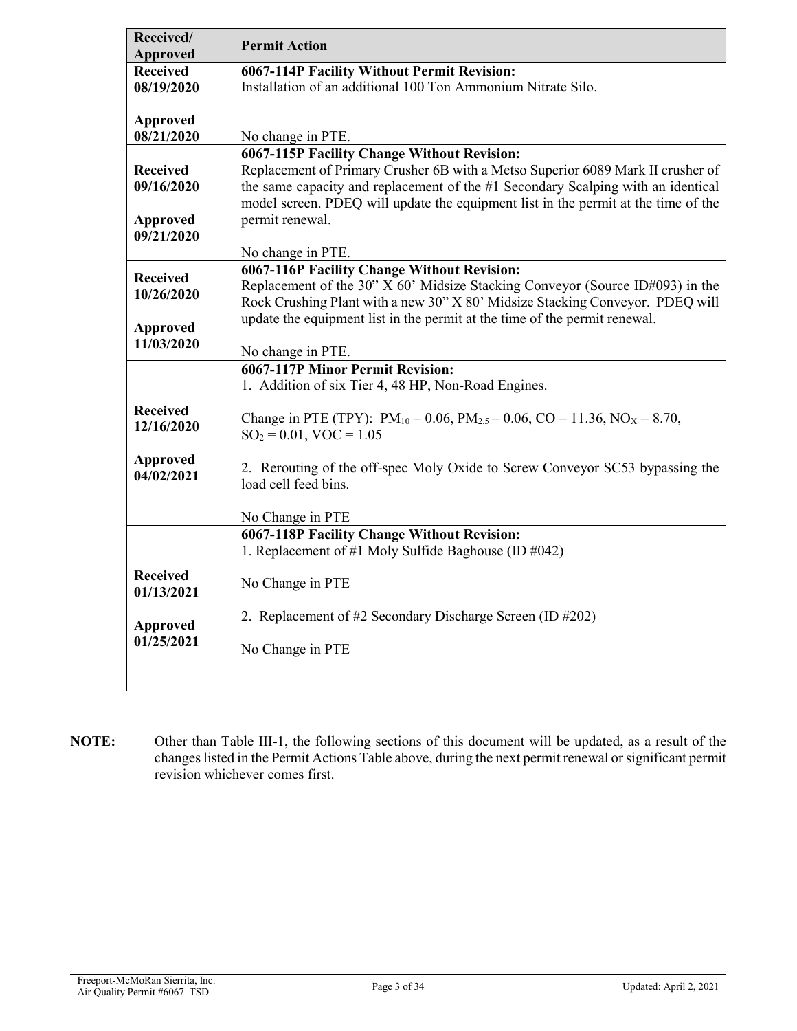| Received/ Approved | Permit Action |
|---|---|
| **Received 08/19/2020**<br><br>**Approved 08/21/2020** | **6067-114P Facility Without Permit Revision:**<br>Installation of an additional 100 Ton Ammonium Nitrate Silo.<br><br>No change in PTE. |
| **Received 09/16/2020**<br><br>**Approved 09/21/2020** | **6067-115P Facility Change Without Revision:**<br>Replacement of Primary Crusher 6B with a Metso Superior 6089 Mark II crusher of the same capacity and replacement of the #1 Secondary Scalping with an identical model screen. PDEQ will update the equipment list in the permit at the time of the permit renewal.<br><br>No change in PTE. |
| **Received 10/26/2020**<br><br>**Approved 11/03/2020** | **6067-116P Facility Change Without Revision:**<br>Replacement of the 30" X 60' Midsize Stacking Conveyor (Source ID#093) in the Rock Crushing Plant with a new 30" X 80' Midsize Stacking Conveyor. PDEQ will update the equipment list in the permit at the time of the permit renewal.<br><br>No change in PTE. |
| **Received 12/16/2020**<br><br>**Approved 04/02/2021** | **6067-117P Minor Permit Revision:**<br>1. Addition of six Tier 4, 48 HP, Non-Road Engines.<br><br>Change in PTE (TPY): $PM_{10}$ = 0.06, $PM_{2.5}$ = 0.06, CO = 11.36, $NO_X$ = 8.70, $SO_2$ = 0.01, VOC = 1.05<br><br>2. Rerouting of the off-spec Moly Oxide to Screw Conveyor SC53 bypassing the load cell feed bins.<br><br>No Change in PTE |
| **Received 01/13/2021**<br><br>**Approved 01/25/2021** | **6067-118P Facility Change Without Revision:**<br>1. Replacement of #1 Moly Sulfide Baghouse (ID #042)<br><br>No Change in PTE<br><br>2. Replacement of #2 Secondary Discharge Screen (ID #202)<br><br>No Change in PTE |

**NOTE:** Other than Table III-1, the following sections of this document will be updated, as a result of the changes listed in the Permit Actions Table above, during the next permit renewal or significant permit revision whichever comes first.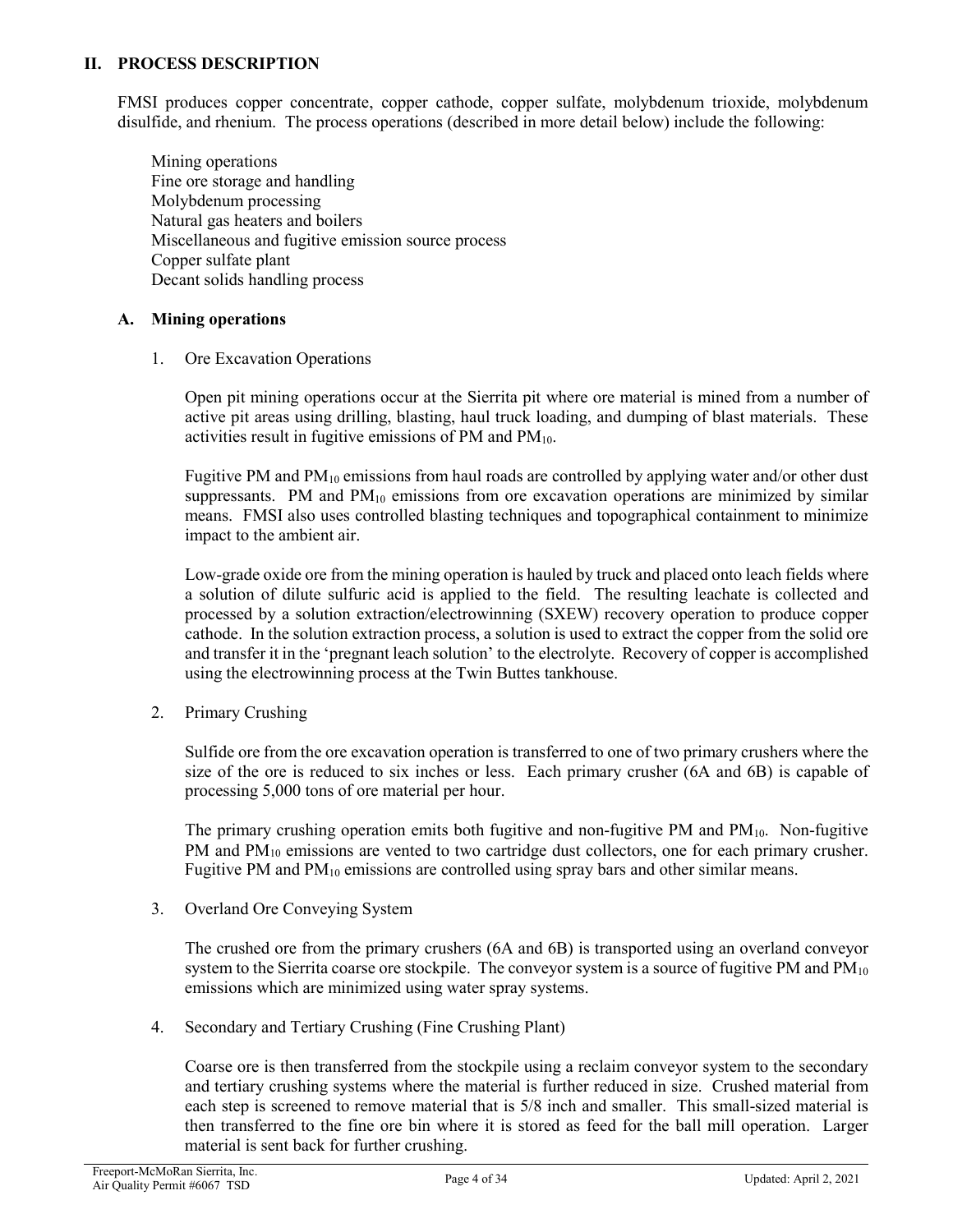## II. PROCESS DESCRIPTION

FMSI produces copper concentrate, copper cathode, copper sulfate, molybdenum trioxide, molybdenum disulfide, and rhenium. The process operations (described in more detail below) include the following:

Mining operations
Fine ore storage and handling
Molybdenum processing
Natural gas heaters and boilers
Miscellaneous and fugitive emission source process
Copper sulfate plant
Decant solids handling process

### A. Mining operations

1. Ore Excavation Operations

   Open pit mining operations occur at the Sierrita pit where ore material is mined from a number of active pit areas using drilling, blasting, haul truck loading, and dumping of blast materials. These activities result in fugitive emissions of PM and $PM_{10}$.

   Fugitive PM and $PM_{10}$ emissions from haul roads are controlled by applying water and/or other dust suppressants. PM and $PM_{10}$ emissions from ore excavation operations are minimized by similar means. FMSI also uses controlled blasting techniques and topographical containment to minimize impact to the ambient air.

   Low-grade oxide ore from the mining operation is hauled by truck and placed onto leach fields where a solution of dilute sulfuric acid is applied to the field. The resulting leachate is collected and processed by a solution extraction/electrowinning (SXEW) recovery operation to produce copper cathode. In the solution extraction process, a solution is used to extract the copper from the solid ore and transfer it in the 'pregnant leach solution' to the electrolyte. Recovery of copper is accomplished using the electrowinning process at the Twin Buttes tankhouse.

2. Primary Crushing

   Sulfide ore from the ore excavation operation is transferred to one of two primary crushers where the size of the ore is reduced to six inches or less. Each primary crusher (6A and 6B) is capable of processing 5,000 tons of ore material per hour.

   The primary crushing operation emits both fugitive and non-fugitive PM and $PM_{10}$. Non-fugitive PM and $PM_{10}$ emissions are vented to two cartridge dust collectors, one for each primary crusher. Fugitive PM and $PM_{10}$ emissions are controlled using spray bars and other similar means.

3. Overland Ore Conveying System

   The crushed ore from the primary crushers (6A and 6B) is transported using an overland conveyor system to the Sierrita coarse ore stockpile. The conveyor system is a source of fugitive PM and $PM_{10}$ emissions which are minimized using water spray systems.

4. Secondary and Tertiary Crushing (Fine Crushing Plant)

   Coarse ore is then transferred from the stockpile using a reclaim conveyor system to the secondary and tertiary crushing systems where the material is further reduced in size. Crushed material from each step is screened to remove material that is 5/8 inch and smaller. This small-sized material is then transferred to the fine ore bin where it is stored as feed for the ball mill operation. Larger material is sent back for further crushing.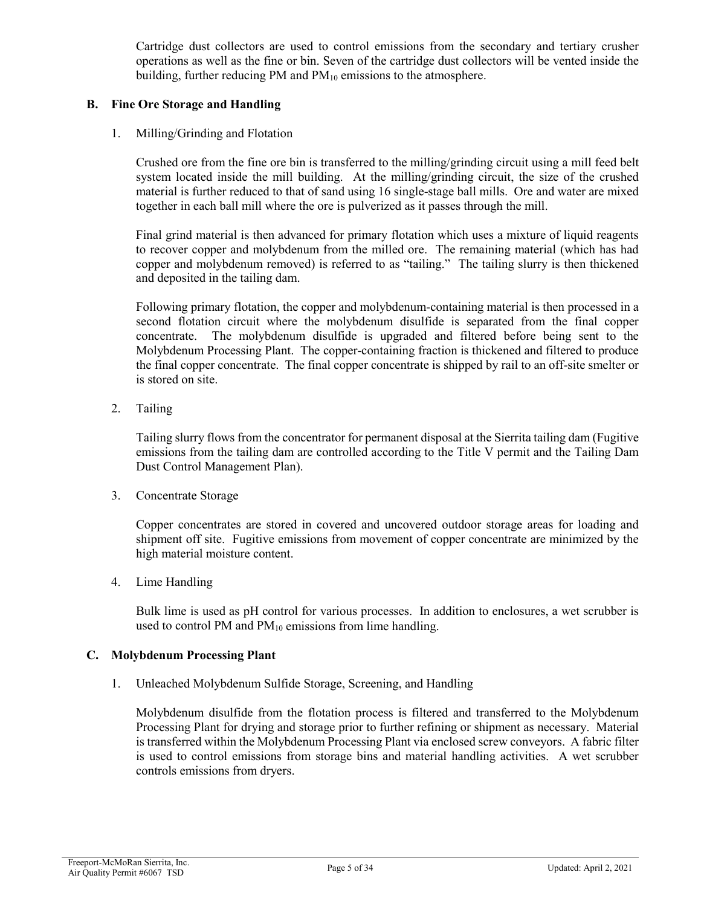Cartridge dust collectors are used to control emissions from the secondary and tertiary crusher operations as well as the fine or bin. Seven of the cartridge dust collectors will be vented inside the building, further reducing PM and $PM_{10}$ emissions to the atmosphere.

### B. Fine Ore Storage and Handling

1. Milling/Grinding and Flotation

   Crushed ore from the fine ore bin is transferred to the milling/grinding circuit using a mill feed belt system located inside the mill building. At the milling/grinding circuit, the size of the crushed material is further reduced to that of sand using 16 single-stage ball mills. Ore and water are mixed together in each ball mill where the ore is pulverized as it passes through the mill.

   Final grind material is then advanced for primary flotation which uses a mixture of liquid reagents to recover copper and molybdenum from the milled ore. The remaining material (which has had copper and molybdenum removed) is referred to as "tailing." The tailing slurry is then thickened and deposited in the tailing dam.

   Following primary flotation, the copper and molybdenum-containing material is then processed in a second flotation circuit where the molybdenum disulfide is separated from the final copper concentrate. The molybdenum disulfide is upgraded and filtered before being sent to the Molybdenum Processing Plant. The copper-containing fraction is thickened and filtered to produce the final copper concentrate. The final copper concentrate is shipped by rail to an off-site smelter or is stored on site.

2. Tailing

   Tailing slurry flows from the concentrator for permanent disposal at the Sierrita tailing dam (Fugitive emissions from the tailing dam are controlled according to the Title V permit and the Tailing Dam Dust Control Management Plan).

3. Concentrate Storage

   Copper concentrates are stored in covered and uncovered outdoor storage areas for loading and shipment off site. Fugitive emissions from movement of copper concentrate are minimized by the high material moisture content.

4. Lime Handling

   Bulk lime is used as pH control for various processes. In addition to enclosures, a wet scrubber is used to control PM and $PM_{10}$ emissions from lime handling.

### C. Molybdenum Processing Plant

1. Unleached Molybdenum Sulfide Storage, Screening, and Handling

   Molybdenum disulfide from the flotation process is filtered and transferred to the Molybdenum Processing Plant for drying and storage prior to further refining or shipment as necessary. Material is transferred within the Molybdenum Processing Plant via enclosed screw conveyors. A fabric filter is used to control emissions from storage bins and material handling activities. A wet scrubber controls emissions from dryers.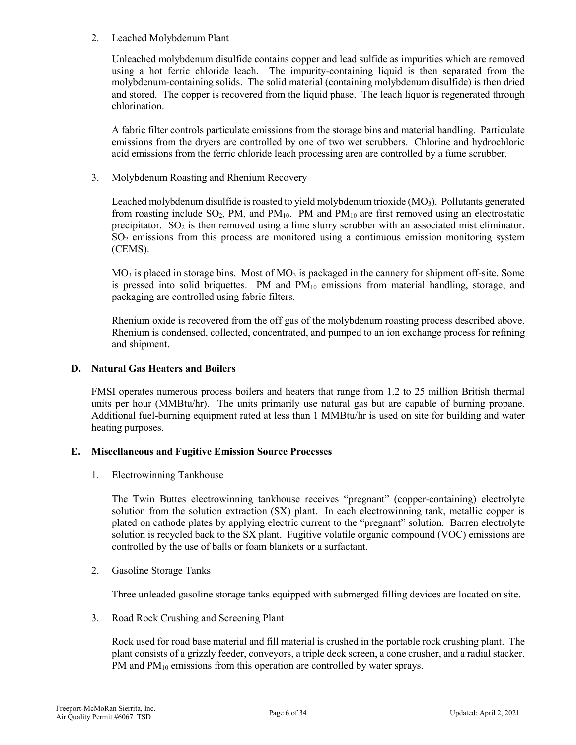2. Leached Molybdenum Plant

   Unleached molybdenum disulfide contains copper and lead sulfide as impurities which are removed using a hot ferric chloride leach. The impurity-containing liquid is then separated from the molybdenum-containing solids. The solid material (containing molybdenum disulfide) is then dried and stored. The copper is recovered from the liquid phase. The leach liquor is regenerated through chlorination.

   A fabric filter controls particulate emissions from the storage bins and material handling. Particulate emissions from the dryers are controlled by one of two wet scrubbers. Chlorine and hydrochloric acid emissions from the ferric chloride leach processing area are controlled by a fume scrubber.

3. Molybdenum Roasting and Rhenium Recovery

   Leached molybdenum disulfide is roasted to yield molybdenum trioxide ($MO_3$). Pollutants generated from roasting include $SO_2$, PM, and $PM_{10}$. PM and $PM_{10}$ are first removed using an electrostatic precipitator. $SO_2$ is then removed using a lime slurry scrubber with an associated mist eliminator. $SO_2$ emissions from this process are monitored using a continuous emission monitoring system (CEMS).

   $MO_3$ is placed in storage bins. Most of $MO_3$ is packaged in the cannery for shipment off-site. Some is pressed into solid briquettes. PM and $PM_{10}$ emissions from material handling, storage, and packaging are controlled using fabric filters.

   Rhenium oxide is recovered from the off gas of the molybdenum roasting process described above. Rhenium is condensed, collected, concentrated, and pumped to an ion exchange process for refining and shipment.

## D. Natural Gas Heaters and Boilers

FMSI operates numerous process boilers and heaters that range from 1.2 to 25 million British thermal units per hour (MMBtu/hr). The units primarily use natural gas but are capable of burning propane. Additional fuel-burning equipment rated at less than 1 MMBtu/hr is used on site for building and water heating purposes.

## E. Miscellaneous and Fugitive Emission Source Processes

1. Electrowinning Tankhouse

   The Twin Buttes electrowinning tankhouse receives "pregnant" (copper-containing) electrolyte solution from the solution extraction (SX) plant. In each electrowinning tank, metallic copper is plated on cathode plates by applying electric current to the "pregnant" solution. Barren electrolyte solution is recycled back to the SX plant. Fugitive volatile organic compound (VOC) emissions are controlled by the use of balls or foam blankets or a surfactant.

2. Gasoline Storage Tanks

   Three unleaded gasoline storage tanks equipped with submerged filling devices are located on site.

3. Road Rock Crushing and Screening Plant

   Rock used for road base material and fill material is crushed in the portable rock crushing plant. The plant consists of a grizzly feeder, conveyors, a triple deck screen, a cone crusher, and a radial stacker. PM and $PM_{10}$ emissions from this operation are controlled by water sprays.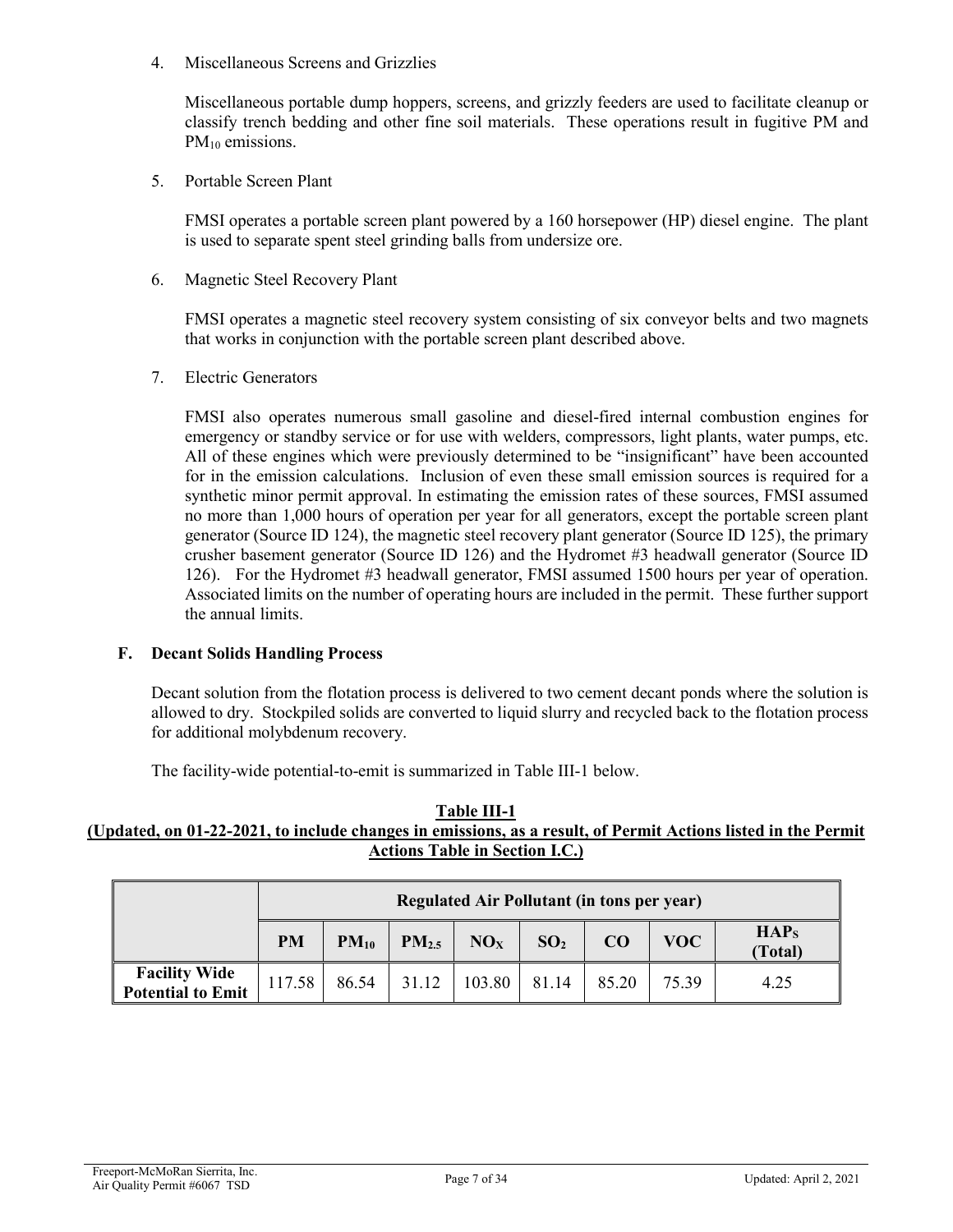4. Miscellaneous Screens and Grizzlies

   Miscellaneous portable dump hoppers, screens, and grizzly feeders are used to facilitate cleanup or classify trench bedding and other fine soil materials. These operations result in fugitive PM and $PM_{10}$ emissions.

5. Portable Screen Plant

   FMSI operates a portable screen plant powered by a 160 horsepower (HP) diesel engine. The plant is used to separate spent steel grinding balls from undersize ore.

6. Magnetic Steel Recovery Plant

   FMSI operates a magnetic steel recovery system consisting of six conveyor belts and two magnets that works in conjunction with the portable screen plant described above.

7. Electric Generators

   FMSI also operates numerous small gasoline and diesel-fired internal combustion engines for emergency or standby service or for use with welders, compressors, light plants, water pumps, etc. All of these engines which were previously determined to be "insignificant" have been accounted for in the emission calculations. Inclusion of even these small emission sources is required for a synthetic minor permit approval. In estimating the emission rates of these sources, FMSI assumed no more than 1,000 hours of operation per year for all generators, except the portable screen plant generator (Source ID 124), the magnetic steel recovery plant generator (Source ID 125), the primary crusher basement generator (Source ID 126) and the Hydromet #3 headwall generator (Source ID 126). For the Hydromet #3 headwall generator, FMSI assumed 1500 hours per year of operation. Associated limits on the number of operating hours are included in the permit. These further support the annual limits.

### F. Decant Solids Handling Process

Decant solution from the flotation process is delivered to two cement decant ponds where the solution is allowed to dry. Stockpiled solids are converted to liquid slurry and recycled back to the flotation process for additional molybdenum recovery.

The facility-wide potential-to-emit is summarized in Table III-1 below.

**Table III-1**
**(Updated, on 01-22-2021, to include changes in emissions, as a result, of Permit Actions listed in the Permit Actions Table in Section I.C.)**

| | Regulated Air Pollutant (in tons per year) | | | | | | | |
|---|---|---|---|---|---|---|---|---|
| | PM | $PM_{10}$ | $PM_{2.5}$ | $NO_X$ | $SO_2$ | CO | VOC | $HAP_S$ (Total) |
| **Facility Wide Potential to Emit** | 117.58 | 86.54 | 31.12 | 103.80 | 81.14 | 85.20 | 75.39 | 4.25 |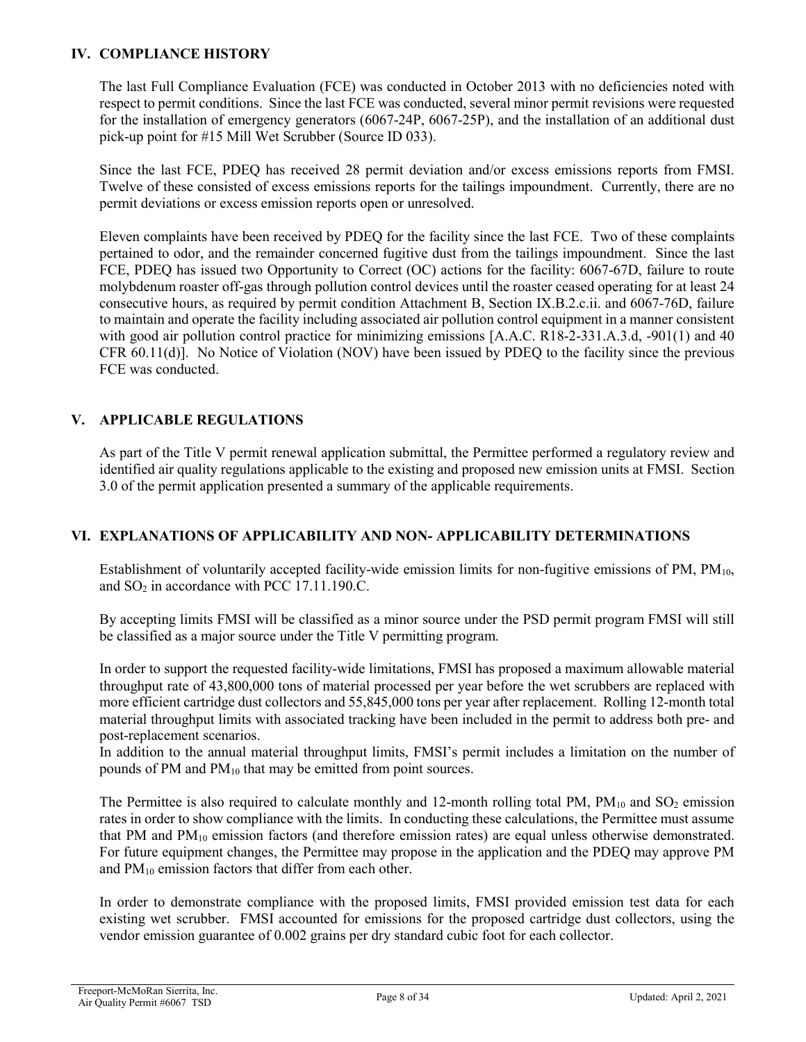## IV. COMPLIANCE HISTORY

The last Full Compliance Evaluation (FCE) was conducted in October 2013 with no deficiencies noted with respect to permit conditions. Since the last FCE was conducted, several minor permit revisions were requested for the installation of emergency generators (6067-24P, 6067-25P), and the installation of an additional dust pick-up point for #15 Mill Wet Scrubber (Source ID 033).

Since the last FCE, PDEQ has received 28 permit deviation and/or excess emissions reports from FMSI. Twelve of these consisted of excess emissions reports for the tailings impoundment. Currently, there are no permit deviations or excess emission reports open or unresolved.

Eleven complaints have been received by PDEQ for the facility since the last FCE. Two of these complaints pertained to odor, and the remainder concerned fugitive dust from the tailings impoundment. Since the last FCE, PDEQ has issued two Opportunity to Correct (OC) actions for the facility: 6067-67D, failure to route molybdenum roaster off-gas through pollution control devices until the roaster ceased operating for at least 24 consecutive hours, as required by permit condition Attachment B, Section IX.B.2.c.ii. and 6067-76D, failure to maintain and operate the facility including associated air pollution control equipment in a manner consistent with good air pollution control practice for minimizing emissions [A.A.C. R18-2-331.A.3.d, -901(1) and 40 CFR 60.11(d)]. No Notice of Violation (NOV) have been issued by PDEQ to the facility since the previous FCE was conducted.

## V. APPLICABLE REGULATIONS

As part of the Title V permit renewal application submittal, the Permittee performed a regulatory review and identified air quality regulations applicable to the existing and proposed new emission units at FMSI. Section 3.0 of the permit application presented a summary of the applicable requirements.

## VI. EXPLANATIONS OF APPLICABILITY AND NON- APPLICABILITY DETERMINATIONS

Establishment of voluntarily accepted facility-wide emission limits for non-fugitive emissions of PM, $PM_{10}$, and $SO_2$ in accordance with PCC 17.11.190.C.

By accepting limits FMSI will be classified as a minor source under the PSD permit program FMSI will still be classified as a major source under the Title V permitting program.

In order to support the requested facility-wide limitations, FMSI has proposed a maximum allowable material throughput rate of 43,800,000 tons of material processed per year before the wet scrubbers are replaced with more efficient cartridge dust collectors and 55,845,000 tons per year after replacement. Rolling 12-month total material throughput limits with associated tracking have been included in the permit to address both pre- and post-replacement scenarios.

In addition to the annual material throughput limits, FMSI's permit includes a limitation on the number of pounds of PM and $PM_{10}$ that may be emitted from point sources.

The Permittee is also required to calculate monthly and 12-month rolling total PM, $PM_{10}$ and $SO_2$ emission rates in order to show compliance with the limits. In conducting these calculations, the Permittee must assume that PM and $PM_{10}$ emission factors (and therefore emission rates) are equal unless otherwise demonstrated. For future equipment changes, the Permittee may propose in the application and the PDEQ may approve PM and $PM_{10}$ emission factors that differ from each other.

In order to demonstrate compliance with the proposed limits, FMSI provided emission test data for each existing wet scrubber. FMSI accounted for emissions for the proposed cartridge dust collectors, using the vendor emission guarantee of 0.002 grains per dry standard cubic foot for each collector.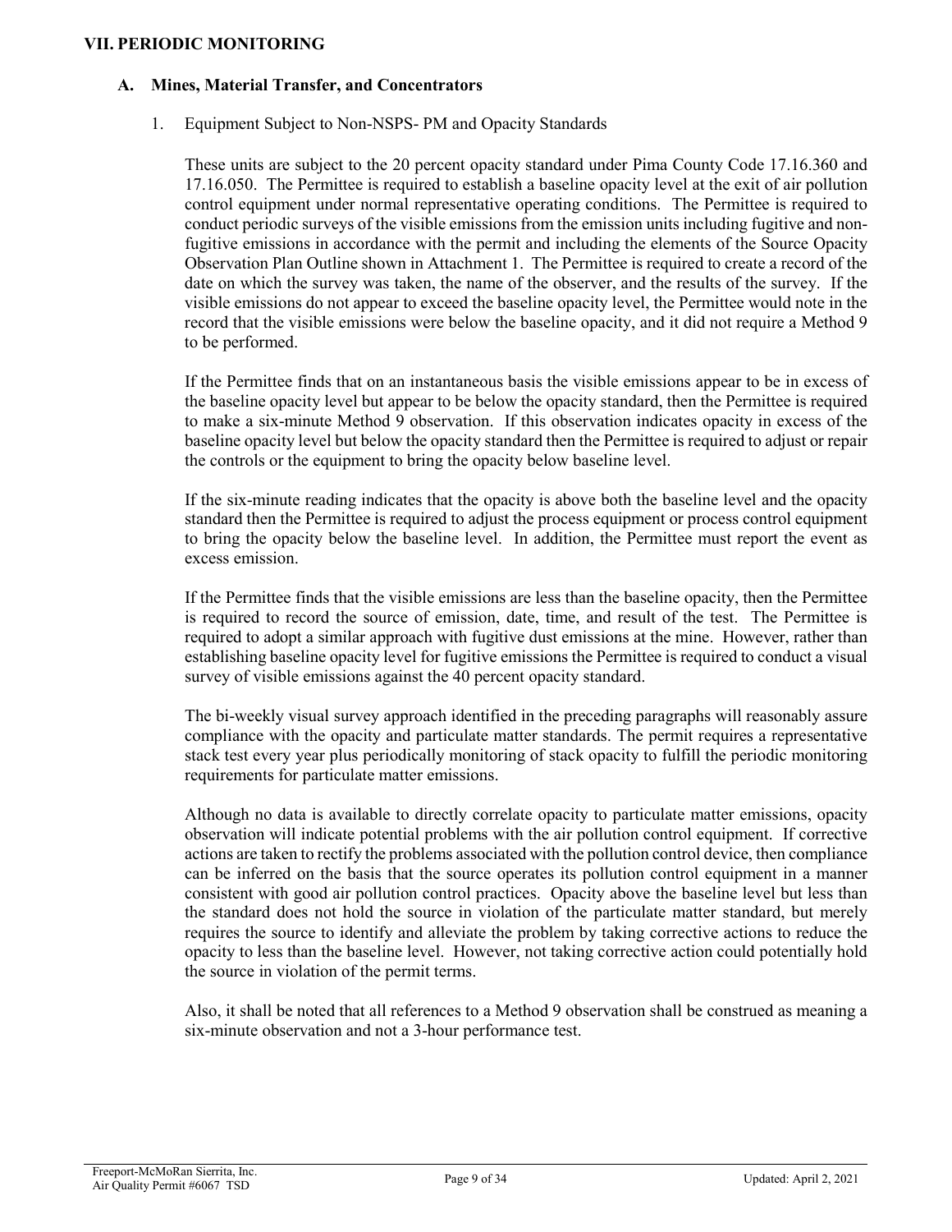## VII. PERIODIC MONITORING

### A. Mines, Material Transfer, and Concentrators

1. Equipment Subject to Non-NSPS- PM and Opacity Standards

These units are subject to the 20 percent opacity standard under Pima County Code 17.16.360 and 17.16.050. The Permittee is required to establish a baseline opacity level at the exit of air pollution control equipment under normal representative operating conditions. The Permittee is required to conduct periodic surveys of the visible emissions from the emission units including fugitive and non-fugitive emissions in accordance with the permit and including the elements of the Source Opacity Observation Plan Outline shown in Attachment 1. The Permittee is required to create a record of the date on which the survey was taken, the name of the observer, and the results of the survey. If the visible emissions do not appear to exceed the baseline opacity level, the Permittee would note in the record that the visible emissions were below the baseline opacity, and it did not require a Method 9 to be performed.

If the Permittee finds that on an instantaneous basis the visible emissions appear to be in excess of the baseline opacity level but appear to be below the opacity standard, then the Permittee is required to make a six-minute Method 9 observation. If this observation indicates opacity in excess of the baseline opacity level but below the opacity standard then the Permittee is required to adjust or repair the controls or the equipment to bring the opacity below baseline level.

If the six-minute reading indicates that the opacity is above both the baseline level and the opacity standard then the Permittee is required to adjust the process equipment or process control equipment to bring the opacity below the baseline level. In addition, the Permittee must report the event as excess emission.

If the Permittee finds that the visible emissions are less than the baseline opacity, then the Permittee is required to record the source of emission, date, time, and result of the test. The Permittee is required to adopt a similar approach with fugitive dust emissions at the mine. However, rather than establishing baseline opacity level for fugitive emissions the Permittee is required to conduct a visual survey of visible emissions against the 40 percent opacity standard.

The bi-weekly visual survey approach identified in the preceding paragraphs will reasonably assure compliance with the opacity and particulate matter standards. The permit requires a representative stack test every year plus periodically monitoring of stack opacity to fulfill the periodic monitoring requirements for particulate matter emissions.

Although no data is available to directly correlate opacity to particulate matter emissions, opacity observation will indicate potential problems with the air pollution control equipment. If corrective actions are taken to rectify the problems associated with the pollution control device, then compliance can be inferred on the basis that the source operates its pollution control equipment in a manner consistent with good air pollution control practices. Opacity above the baseline level but less than the standard does not hold the source in violation of the particulate matter standard, but merely requires the source to identify and alleviate the problem by taking corrective actions to reduce the opacity to less than the baseline level. However, not taking corrective action could potentially hold the source in violation of the permit terms.

Also, it shall be noted that all references to a Method 9 observation shall be construed as meaning a six-minute observation and not a 3-hour performance test.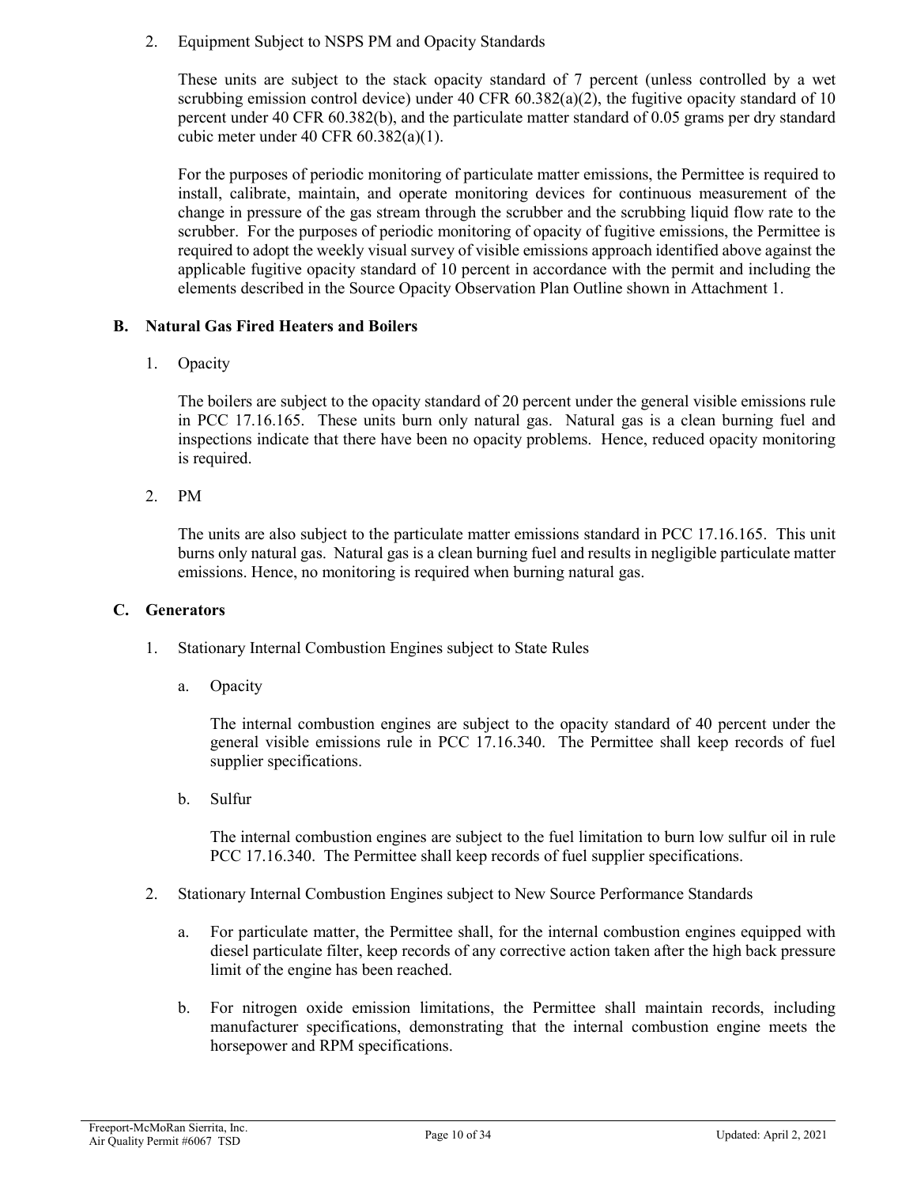2. Equipment Subject to NSPS PM and Opacity Standards

These units are subject to the stack opacity standard of 7 percent (unless controlled by a wet scrubbing emission control device) under 40 CFR 60.382(a)(2), the fugitive opacity standard of 10 percent under 40 CFR 60.382(b), and the particulate matter standard of 0.05 grams per dry standard cubic meter under 40 CFR 60.382(a)(1).

For the purposes of periodic monitoring of particulate matter emissions, the Permittee is required to install, calibrate, maintain, and operate monitoring devices for continuous measurement of the change in pressure of the gas stream through the scrubber and the scrubbing liquid flow rate to the scrubber. For the purposes of periodic monitoring of opacity of fugitive emissions, the Permittee is required to adopt the weekly visual survey of visible emissions approach identified above against the applicable fugitive opacity standard of 10 percent in accordance with the permit and including the elements described in the Source Opacity Observation Plan Outline shown in Attachment 1.

## B. Natural Gas Fired Heaters and Boilers

1. Opacity

The boilers are subject to the opacity standard of 20 percent under the general visible emissions rule in PCC 17.16.165. These units burn only natural gas. Natural gas is a clean burning fuel and inspections indicate that there have been no opacity problems. Hence, reduced opacity monitoring is required.

2. PM

The units are also subject to the particulate matter emissions standard in PCC 17.16.165. This unit burns only natural gas. Natural gas is a clean burning fuel and results in negligible particulate matter emissions. Hence, no monitoring is required when burning natural gas.

## C. Generators

1. Stationary Internal Combustion Engines subject to State Rules

   a. Opacity

   The internal combustion engines are subject to the opacity standard of 40 percent under the general visible emissions rule in PCC 17.16.340. The Permittee shall keep records of fuel supplier specifications.

   b. Sulfur

   The internal combustion engines are subject to the fuel limitation to burn low sulfur oil in rule PCC 17.16.340. The Permittee shall keep records of fuel supplier specifications.

2. Stationary Internal Combustion Engines subject to New Source Performance Standards

   a. For particulate matter, the Permittee shall, for the internal combustion engines equipped with diesel particulate filter, keep records of any corrective action taken after the high back pressure limit of the engine has been reached.

   b. For nitrogen oxide emission limitations, the Permittee shall maintain records, including manufacturer specifications, demonstrating that the internal combustion engine meets the horsepower and RPM specifications.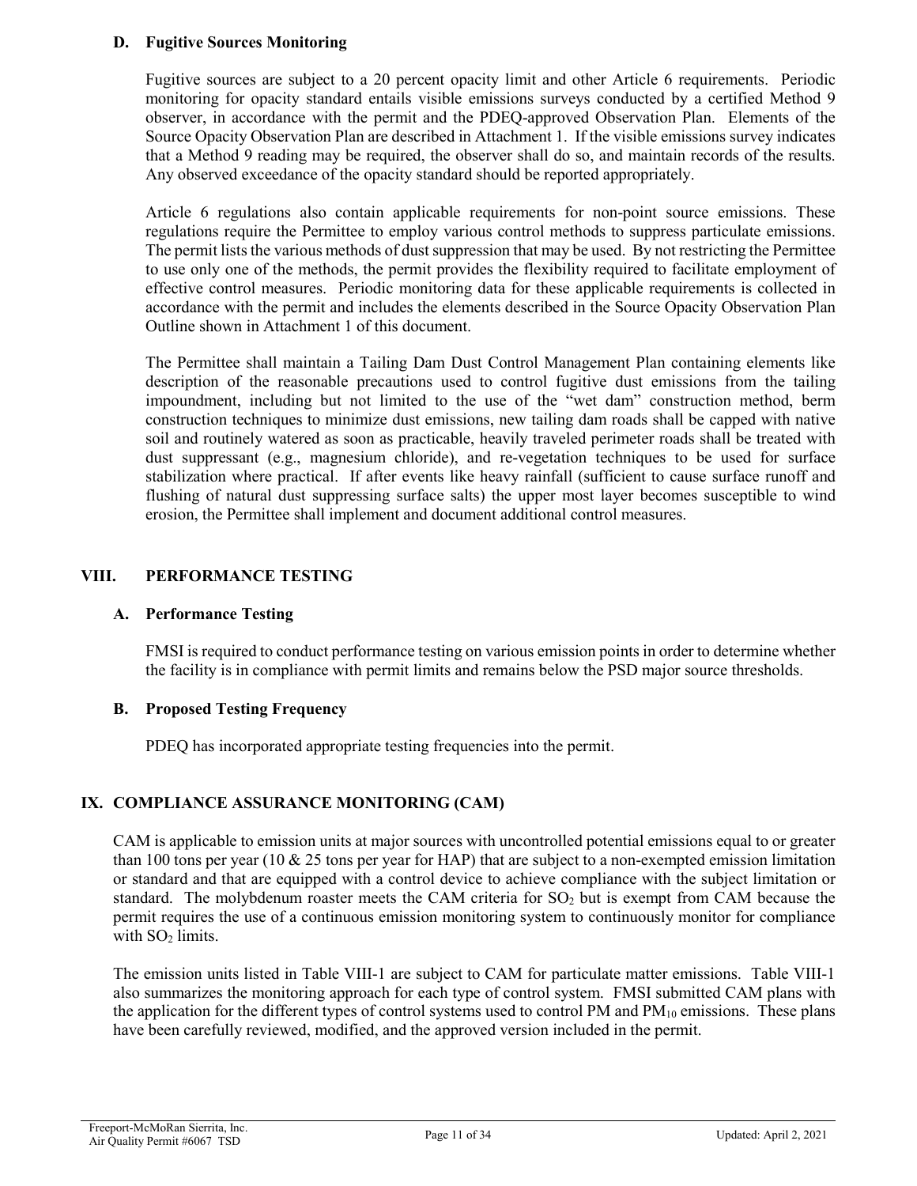### D. Fugitive Sources Monitoring

Fugitive sources are subject to a 20 percent opacity limit and other Article 6 requirements. Periodic monitoring for opacity standard entails visible emissions surveys conducted by a certified Method 9 observer, in accordance with the permit and the PDEQ-approved Observation Plan. Elements of the Source Opacity Observation Plan are described in Attachment 1. If the visible emissions survey indicates that a Method 9 reading may be required, the observer shall do so, and maintain records of the results. Any observed exceedance of the opacity standard should be reported appropriately.

Article 6 regulations also contain applicable requirements for non-point source emissions. These regulations require the Permittee to employ various control methods to suppress particulate emissions. The permit lists the various methods of dust suppression that may be used. By not restricting the Permittee to use only one of the methods, the permit provides the flexibility required to facilitate employment of effective control measures. Periodic monitoring data for these applicable requirements is collected in accordance with the permit and includes the elements described in the Source Opacity Observation Plan Outline shown in Attachment 1 of this document.

The Permittee shall maintain a Tailing Dam Dust Control Management Plan containing elements like description of the reasonable precautions used to control fugitive dust emissions from the tailing impoundment, including but not limited to the use of the "wet dam" construction method, berm construction techniques to minimize dust emissions, new tailing dam roads shall be capped with native soil and routinely watered as soon as practicable, heavily traveled perimeter roads shall be treated with dust suppressant (e.g., magnesium chloride), and re-vegetation techniques to be used for surface stabilization where practical. If after events like heavy rainfall (sufficient to cause surface runoff and flushing of natural dust suppressing surface salts) the upper most layer becomes susceptible to wind erosion, the Permittee shall implement and document additional control measures.

## VIII. PERFORMANCE TESTING

### A. Performance Testing

FMSI is required to conduct performance testing on various emission points in order to determine whether the facility is in compliance with permit limits and remains below the PSD major source thresholds.

### B. Proposed Testing Frequency

PDEQ has incorporated appropriate testing frequencies into the permit.

## IX. COMPLIANCE ASSURANCE MONITORING (CAM)

CAM is applicable to emission units at major sources with uncontrolled potential emissions equal to or greater than 100 tons per year (10 & 25 tons per year for HAP) that are subject to a non-exempted emission limitation or standard and that are equipped with a control device to achieve compliance with the subject limitation or standard. The molybdenum roaster meets the CAM criteria for $SO_2$ but is exempt from CAM because the permit requires the use of a continuous emission monitoring system to continuously monitor for compliance with $SO_2$ limits.

The emission units listed in Table VIII-1 are subject to CAM for particulate matter emissions. Table VIII-1 also summarizes the monitoring approach for each type of control system. FMSI submitted CAM plans with the application for the different types of control systems used to control PM and $PM_{10}$ emissions. These plans have been carefully reviewed, modified, and the approved version included in the permit.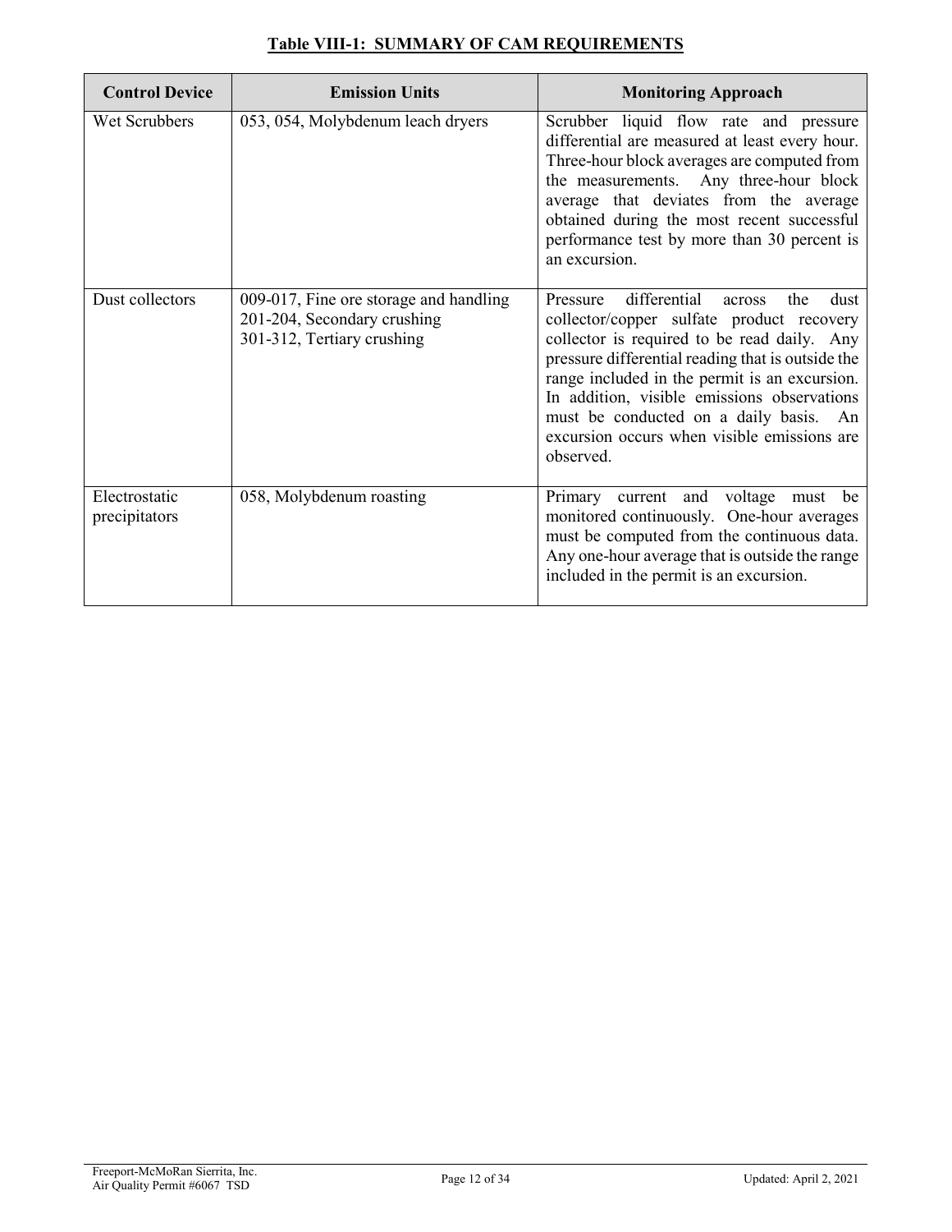**Table VIII-1: SUMMARY OF CAM REQUIREMENTS**

| Control Device | Emission Units | Monitoring Approach |
|---|---|---|
| Wet Scrubbers | 053, 054, Molybdenum leach dryers | Scrubber liquid flow rate and pressure differential are measured at least every hour. Three-hour block averages are computed from the measurements. Any three-hour block average that deviates from the average obtained during the most recent successful performance test by more than 30 percent is an excursion. |
| Dust collectors | 009-017, Fine ore storage and handling<br>201-204, Secondary crushing<br>301-312, Tertiary crushing | Pressure differential across the dust collector/copper sulfate product recovery collector is required to be read daily. Any pressure differential reading that is outside the range included in the permit is an excursion. In addition, visible emissions observations must be conducted on a daily basis. An excursion occurs when visible emissions are observed. |
| Electrostatic precipitators | 058, Molybdenum roasting | Primary current and voltage must be monitored continuously. One-hour averages must be computed from the continuous data. Any one-hour average that is outside the range included in the permit is an excursion. |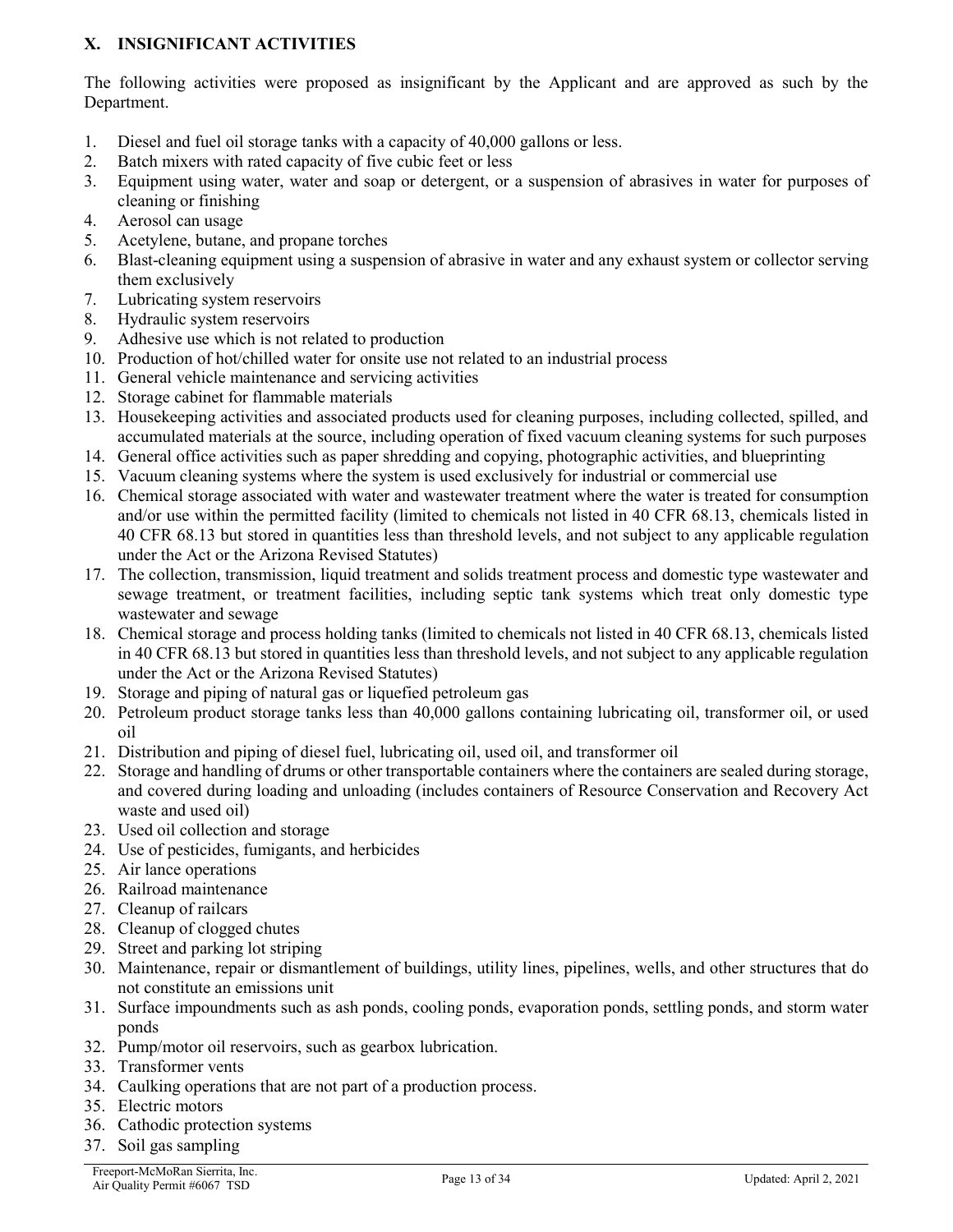## X. INSIGNIFICANT ACTIVITIES

The following activities were proposed as insignificant by the Applicant and are approved as such by the Department.

1. Diesel and fuel oil storage tanks with a capacity of 40,000 gallons or less.
2. Batch mixers with rated capacity of five cubic feet or less
3. Equipment using water, water and soap or detergent, or a suspension of abrasives in water for purposes of cleaning or finishing
4. Aerosol can usage
5. Acetylene, butane, and propane torches
6. Blast-cleaning equipment using a suspension of abrasive in water and any exhaust system or collector serving them exclusively
7. Lubricating system reservoirs
8. Hydraulic system reservoirs
9. Adhesive use which is not related to production
10. Production of hot/chilled water for onsite use not related to an industrial process
11. General vehicle maintenance and servicing activities
12. Storage cabinet for flammable materials
13. Housekeeping activities and associated products used for cleaning purposes, including collected, spilled, and accumulated materials at the source, including operation of fixed vacuum cleaning systems for such purposes
14. General office activities such as paper shredding and copying, photographic activities, and blueprinting
15. Vacuum cleaning systems where the system is used exclusively for industrial or commercial use
16. Chemical storage associated with water and wastewater treatment where the water is treated for consumption and/or use within the permitted facility (limited to chemicals not listed in 40 CFR 68.13, chemicals listed in 40 CFR 68.13 but stored in quantities less than threshold levels, and not subject to any applicable regulation under the Act or the Arizona Revised Statutes)
17. The collection, transmission, liquid treatment and solids treatment process and domestic type wastewater and sewage treatment, or treatment facilities, including septic tank systems which treat only domestic type wastewater and sewage
18. Chemical storage and process holding tanks (limited to chemicals not listed in 40 CFR 68.13, chemicals listed in 40 CFR 68.13 but stored in quantities less than threshold levels, and not subject to any applicable regulation under the Act or the Arizona Revised Statutes)
19. Storage and piping of natural gas or liquefied petroleum gas
20. Petroleum product storage tanks less than 40,000 gallons containing lubricating oil, transformer oil, or used oil
21. Distribution and piping of diesel fuel, lubricating oil, used oil, and transformer oil
22. Storage and handling of drums or other transportable containers where the containers are sealed during storage, and covered during loading and unloading (includes containers of Resource Conservation and Recovery Act waste and used oil)
23. Used oil collection and storage
24. Use of pesticides, fumigants, and herbicides
25. Air lance operations
26. Railroad maintenance
27. Cleanup of railcars
28. Cleanup of clogged chutes
29. Street and parking lot striping
30. Maintenance, repair or dismantlement of buildings, utility lines, pipelines, wells, and other structures that do not constitute an emissions unit
31. Surface impoundments such as ash ponds, cooling ponds, evaporation ponds, settling ponds, and storm water ponds
32. Pump/motor oil reservoirs, such as gearbox lubrication.
33. Transformer vents
34. Caulking operations that are not part of a production process.
35. Electric motors
36. Cathodic protection systems
37. Soil gas sampling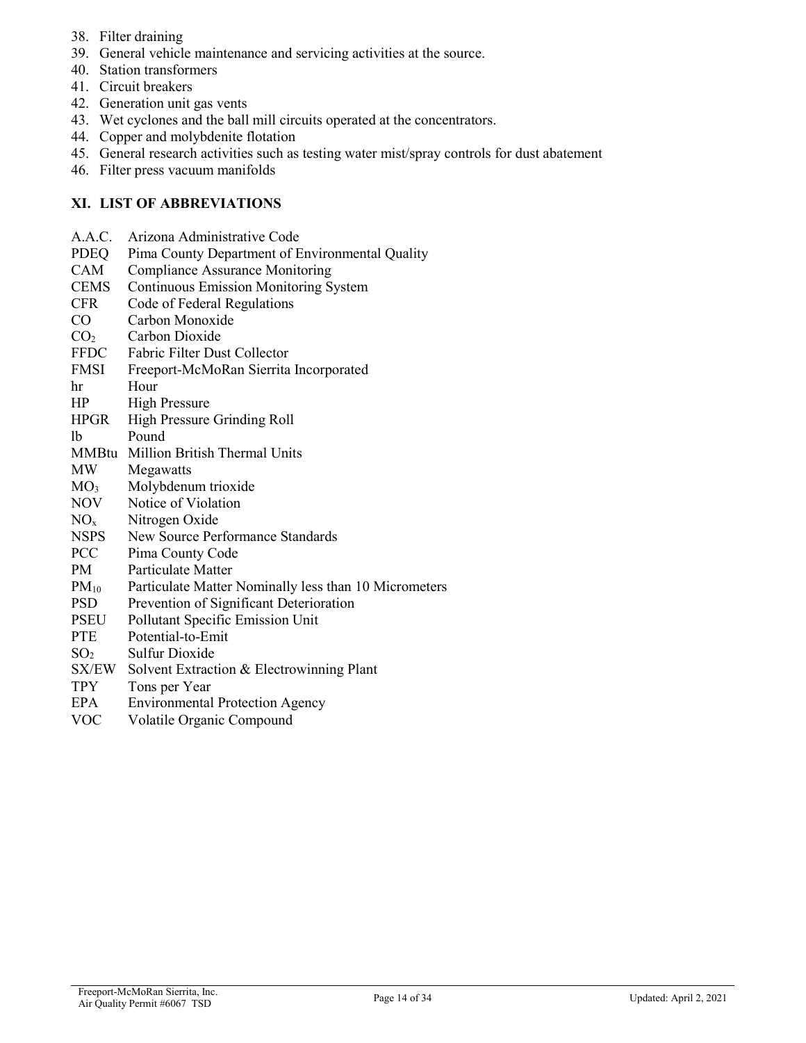38. Filter draining
39. General vehicle maintenance and servicing activities at the source.
40. Station transformers
41. Circuit breakers
42. Generation unit gas vents
43. Wet cyclones and the ball mill circuits operated at the concentrators.
44. Copper and molybdenite flotation
45. General research activities such as testing water mist/spray controls for dust abatement
46. Filter press vacuum manifolds

## XI. LIST OF ABBREVIATIONS

| | |
|---|---|
| A.A.C. | Arizona Administrative Code |
| PDEQ | Pima County Department of Environmental Quality |
| CAM | Compliance Assurance Monitoring |
| CEMS | Continuous Emission Monitoring System |
| CFR | Code of Federal Regulations |
| CO | Carbon Monoxide |
| $CO_2$ | Carbon Dioxide |
| FFDC | Fabric Filter Dust Collector |
| FMSI | Freeport-McMoRan Sierrita Incorporated |
| hr | Hour |
| HP | High Pressure |
| HPGR | High Pressure Grinding Roll |
| lb | Pound |
| MMBtu | Million British Thermal Units |
| MW | Megawatts |
| $MO_3$ | Molybdenum trioxide |
| NOV | Notice of Violation |
| $NO_x$ | Nitrogen Oxide |
| NSPS | New Source Performance Standards |
| PCC | Pima County Code |
| PM | Particulate Matter |
| $PM_{10}$ | Particulate Matter Nominally less than 10 Micrometers |
| PSD | Prevention of Significant Deterioration |
| PSEU | Pollutant Specific Emission Unit |
| PTE | Potential-to-Emit |
| $SO_2$ | Sulfur Dioxide |
| SX/EW | Solvent Extraction & Electrowinning Plant |
| TPY | Tons per Year |
| EPA | Environmental Protection Agency |
| VOC | Volatile Organic Compound |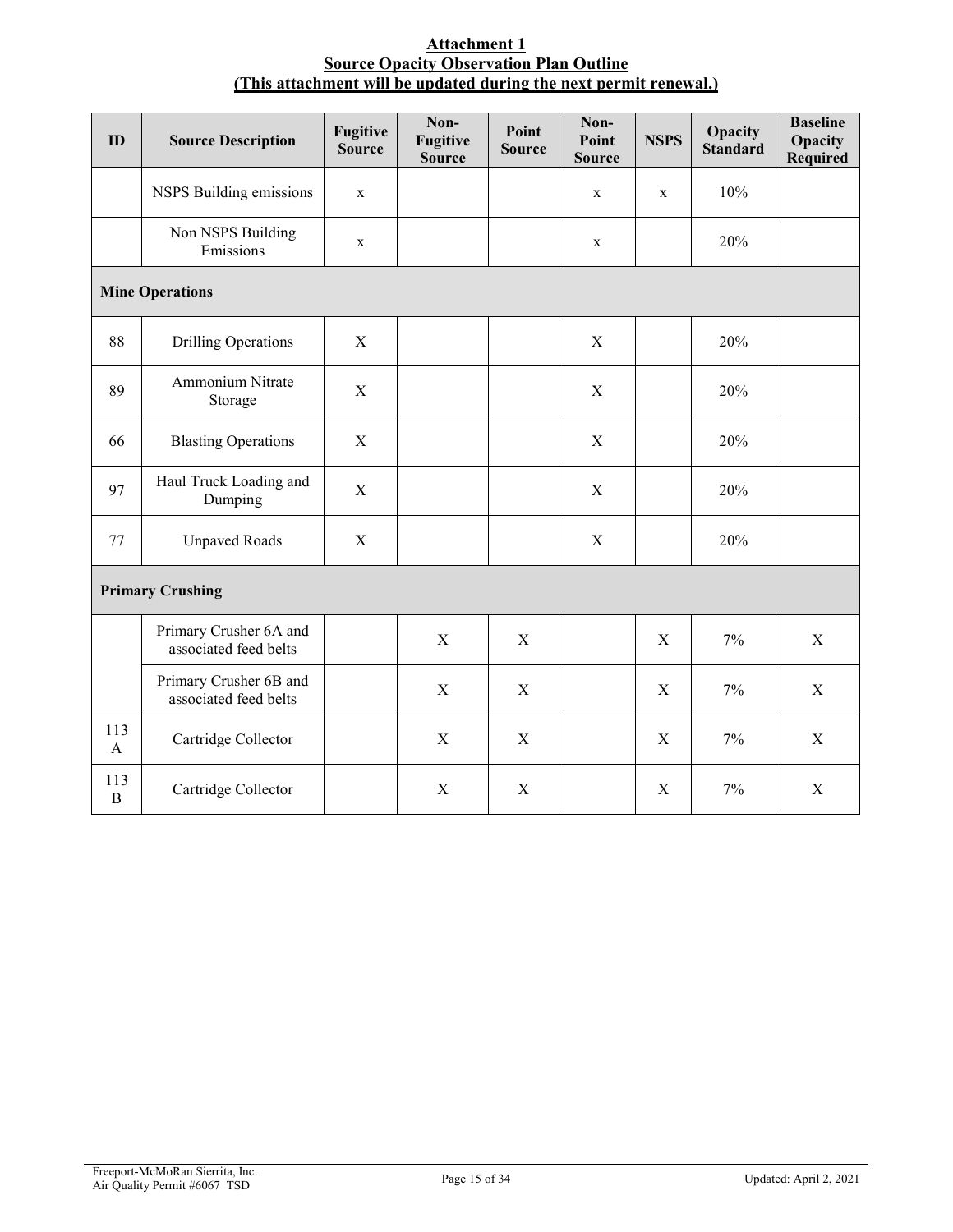**Attachment 1**
**Source Opacity Observation Plan Outline**
**(This attachment will be updated during the next permit renewal.)**

| ID | Source Description | Fugitive Source | Non-Fugitive Source | Point Source | Non-Point Source | NSPS | Opacity Standard | Baseline Opacity Required |
|---|---|---|---|---|---|---|---|---|
| | NSPS Building emissions | x | | | x | x | 10% | |
| | Non NSPS Building Emissions | x | | | x | | 20% | |
| **Mine Operations** | | | | | | | | |
| 88 | Drilling Operations | X | | | X | | 20% | |
| 89 | Ammonium Nitrate Storage | X | | | X | | 20% | |
| 66 | Blasting Operations | X | | | X | | 20% | |
| 97 | Haul Truck Loading and Dumping | X | | | X | | 20% | |
| 77 | Unpaved Roads | X | | | X | | 20% | |
| **Primary Crushing** | | | | | | | | |
| | Primary Crusher 6A and associated feed belts | | X | X | | X | 7% | X |
| | Primary Crusher 6B and associated feed belts | | X | X | | X | 7% | X |
| 113 A | Cartridge Collector | | X | X | | X | 7% | X |
| 113 B | Cartridge Collector | | X | X | | X | 7% | X |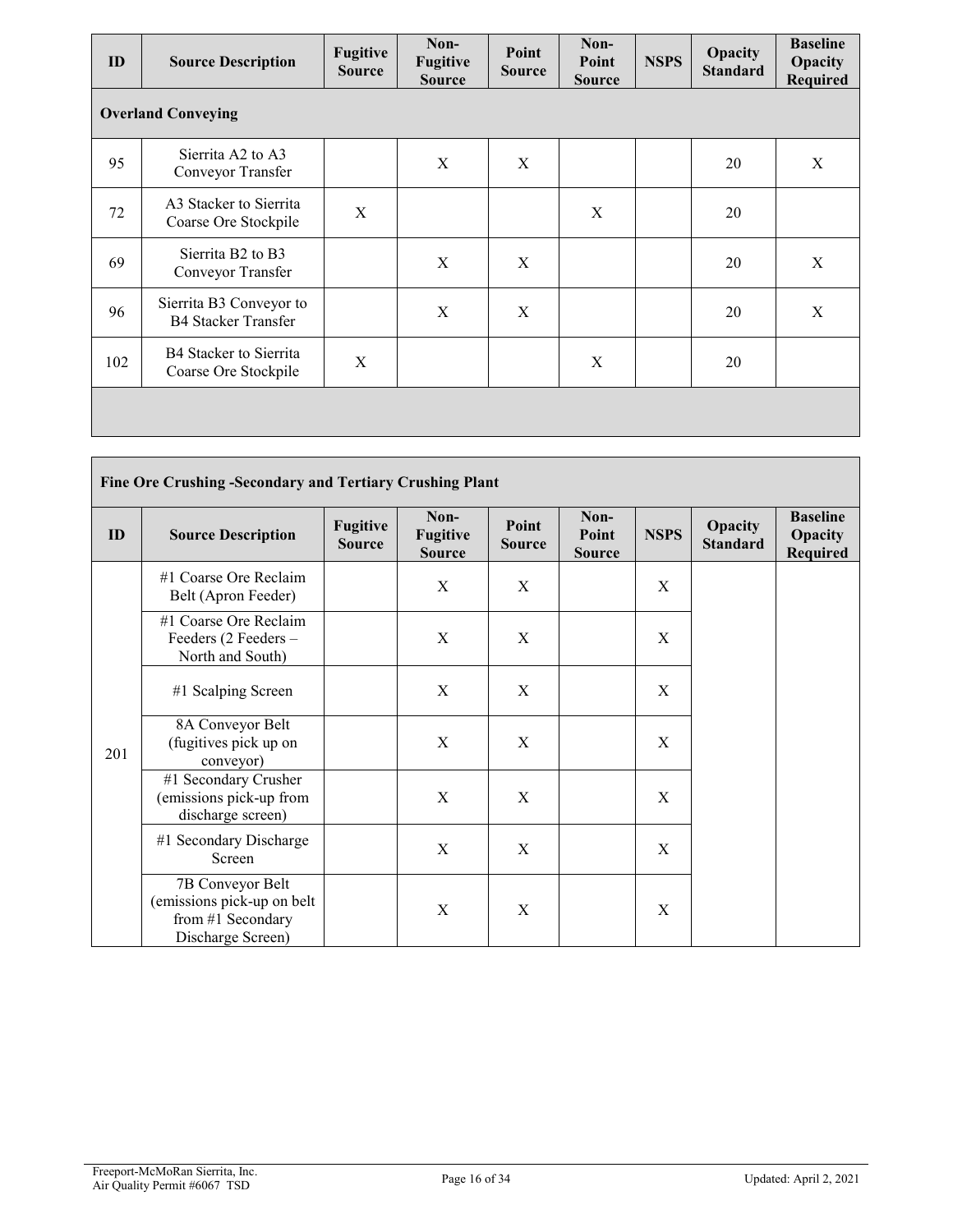| ID | Source Description | Fugitive Source | Non-Fugitive Source | Point Source | Non-Point Source | NSPS | Opacity Standard | Baseline Opacity Required |
|---|---|---|---|---|---|---|---|---|
| **Overland Conveying** | | | | | | | | |
| 95 | Sierrita A2 to A3 Conveyor Transfer | | X | X | | | 20 | X |
| 72 | A3 Stacker to Sierrita Coarse Ore Stockpile | X | | | X | | 20 | |
| 69 | Sierrita B2 to B3 Conveyor Transfer | | X | X | | | 20 | X |
| 96 | Sierrita B3 Conveyor to B4 Stacker Transfer | | X | X | | | 20 | X |
| 102 | B4 Stacker to Sierrita Coarse Ore Stockpile | X | | | X | | 20 | |

| **Fine Ore Crushing -Secondary and Tertiary Crushing Plant** | | | | | | | | |
|---|---|---|---|---|---|---|---|---|
| **ID** | **Source Description** | **Fugitive Source** | **Non-Fugitive Source** | **Point Source** | **Non-Point Source** | **NSPS** | **Opacity Standard** | **Baseline Opacity Required** |
| 201 | #1 Coarse Ore Reclaim Belt (Apron Feeder) | | X | X | | X | | |
| | #1 Coarse Ore Reclaim Feeders (2 Feeders – North and South) | | X | X | | X | | |
| | #1 Scalping Screen | | X | X | | X | | |
| | 8A Conveyor Belt (fugitives pick up on conveyor) | | X | X | | X | | |
| | #1 Secondary Crusher (emissions pick-up from discharge screen) | | X | X | | X | | |
| | #1 Secondary Discharge Screen | | X | X | | X | | |
| | 7B Conveyor Belt (emissions pick-up on belt from #1 Secondary Discharge Screen) | | X | X | | X | | |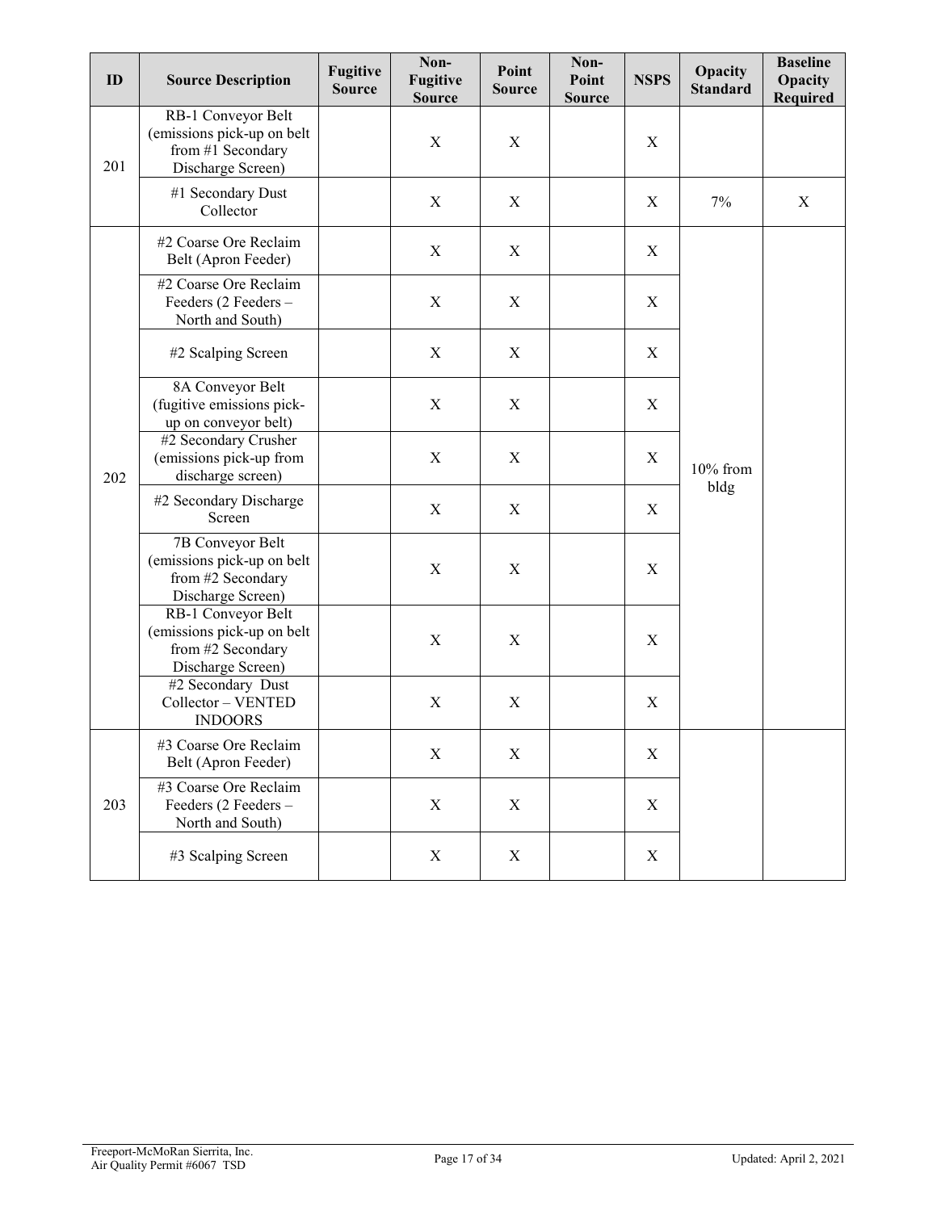| ID | Source Description | Fugitive Source | Non-Fugitive Source | Point Source | Non-Point Source | NSPS | Opacity Standard | Baseline Opacity Required |
|---|---|---|---|---|---|---|---|---|
| 201 | RB-1 Conveyor Belt (emissions pick-up on belt from #1 Secondary Discharge Screen) | | X | X | | X | | |
| | #1 Secondary Dust Collector | | X | X | | X | 7% | X |
| 202 | #2 Coarse Ore Reclaim Belt (Apron Feeder) | | X | X | | X | 10% from bldg | |
| | #2 Coarse Ore Reclaim Feeders (2 Feeders – North and South) | | X | X | | X | | |
| | #2 Scalping Screen | | X | X | | X | | |
| | 8A Conveyor Belt (fugitive emissions pick-up on conveyor belt) | | X | X | | X | | |
| | #2 Secondary Crusher (emissions pick-up from discharge screen) | | X | X | | X | | |
| | #2 Secondary Discharge Screen | | X | X | | X | | |
| | 7B Conveyor Belt (emissions pick-up on belt from #2 Secondary Discharge Screen) | | X | X | | X | | |
| | RB-1 Conveyor Belt (emissions pick-up on belt from #2 Secondary Discharge Screen) | | X | X | | X | | |
| | #2 Secondary Dust Collector – VENTED INDOORS | | X | X | | X | | |
| 203 | #3 Coarse Ore Reclaim Belt (Apron Feeder) | | X | X | | X | | |
| | #3 Coarse Ore Reclaim Feeders (2 Feeders – North and South) | | X | X | | X | | |
| | #3 Scalping Screen | | X | X | | X | | |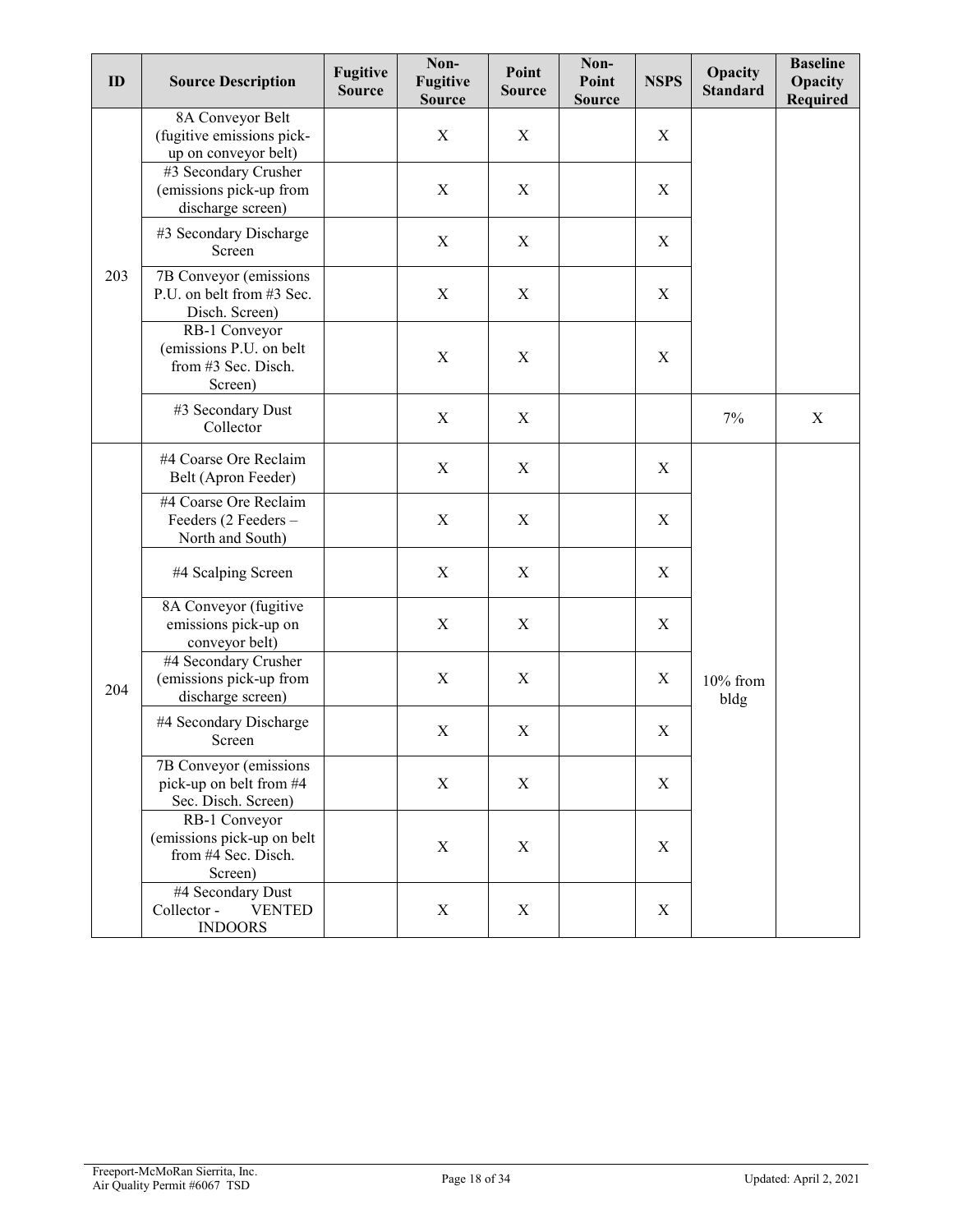| ID | Source Description | Fugitive Source | Non-Fugitive Source | Point Source | Non-Point Source | NSPS | Opacity Standard | Baseline Opacity Required |
|---|---|---|---|---|---|---|---|---|
| 203 | 8A Conveyor Belt (fugitive emissions pick-up on conveyor belt) | | X | X | | X | | |
| | #3 Secondary Crusher (emissions pick-up from discharge screen) | | X | X | | X | | |
| | #3 Secondary Discharge Screen | | X | X | | X | | |
| | 7B Conveyor (emissions P.U. on belt from #3 Sec. Disch. Screen) | | X | X | | X | | |
| | RB-1 Conveyor (emissions P.U. on belt from #3 Sec. Disch. Screen) | | X | X | | X | | |
| | #3 Secondary Dust Collector | | X | X | | | 7% | X |
| 204 | #4 Coarse Ore Reclaim Belt (Apron Feeder) | | X | X | | X | 10% from bldg | |
| | #4 Coarse Ore Reclaim Feeders (2 Feeders – North and South) | | X | X | | X | | |
| | #4 Scalping Screen | | X | X | | X | | |
| | 8A Conveyor (fugitive emissions pick-up on conveyor belt) | | X | X | | X | | |
| | #4 Secondary Crusher (emissions pick-up from discharge screen) | | X | X | | X | | |
| | #4 Secondary Discharge Screen | | X | X | | X | | |
| | 7B Conveyor (emissions pick-up on belt from #4 Sec. Disch. Screen) | | X | X | | X | | |
| | RB-1 Conveyor (emissions pick-up on belt from #4 Sec. Disch. Screen) | | X | X | | X | | |
| | #4 Secondary Dust Collector - VENTED INDOORS | | X | X | | X | | |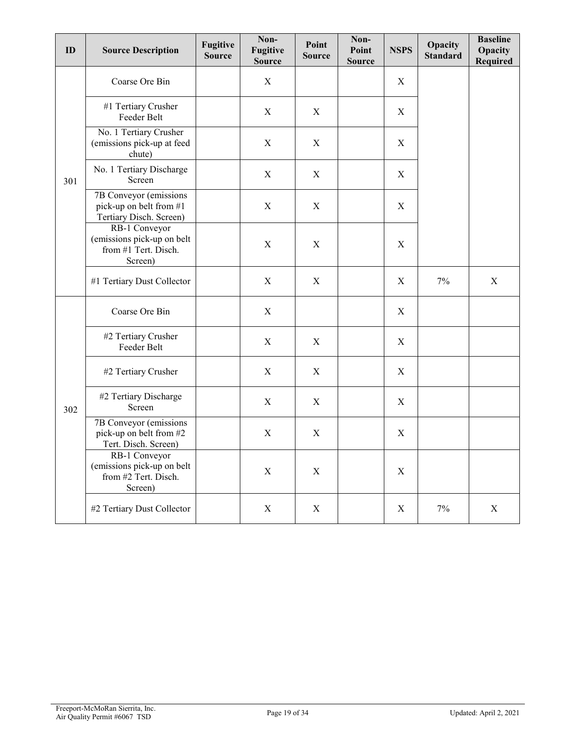| ID | Source Description | Fugitive Source | Non-Fugitive Source | Point Source | Non-Point Source | NSPS | Opacity Standard | Baseline Opacity Required |
|---|---|---|---|---|---|---|---|---|
| 301 | Coarse Ore Bin | | X | | | X | | |
| | #1 Tertiary Crusher Feeder Belt | | X | X | | X | | |
| | No. 1 Tertiary Crusher (emissions pick-up at feed chute) | | X | X | | X | | |
| | No. 1 Tertiary Discharge Screen | | X | X | | X | | |
| | 7B Conveyor (emissions pick-up on belt from #1 Tertiary Disch. Screen) | | X | X | | X | | |
| | RB-1 Conveyor (emissions pick-up on belt from #1 Tert. Disch. Screen) | | X | X | | X | | |
| | #1 Tertiary Dust Collector | | X | X | | X | 7% | X |
| 302 | Coarse Ore Bin | | X | | | X | | |
| | #2 Tertiary Crusher Feeder Belt | | X | X | | X | | |
| | #2 Tertiary Crusher | | X | X | | X | | |
| | #2 Tertiary Discharge Screen | | X | X | | X | | |
| | 7B Conveyor (emissions pick-up on belt from #2 Tert. Disch. Screen) | | X | X | | X | | |
| | RB-1 Conveyor (emissions pick-up on belt from #2 Tert. Disch. Screen) | | X | X | | X | | |
| | #2 Tertiary Dust Collector | | X | X | | X | 7% | X |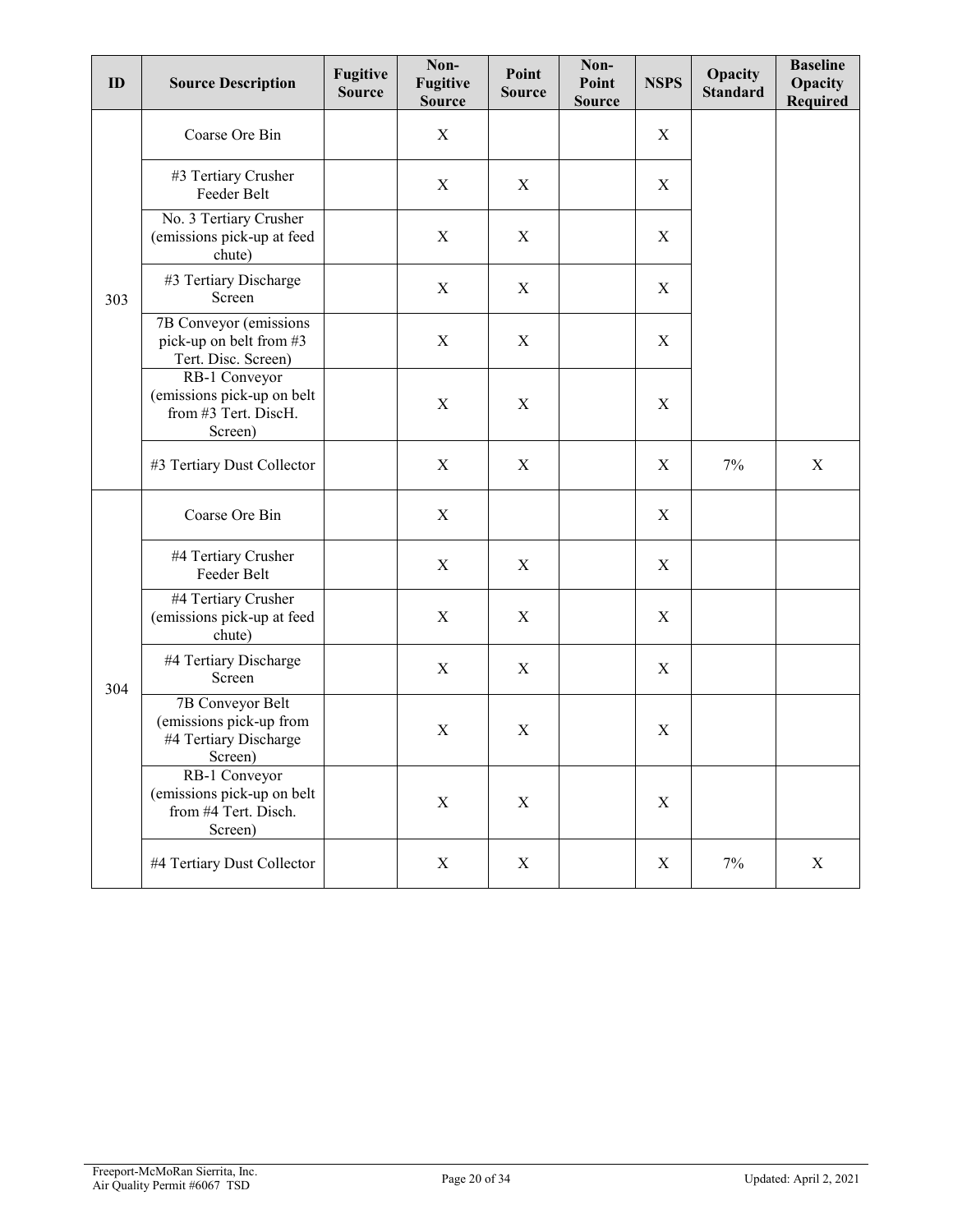| ID | Source Description | Fugitive Source | Non-Fugitive Source | Point Source | Non-Point Source | NSPS | Opacity Standard | Baseline Opacity Required |
|---|---|---|---|---|---|---|---|---|
| 303 | Coarse Ore Bin | | X | | | X | | |
| | #3 Tertiary Crusher Feeder Belt | | X | X | | X | | |
| | No. 3 Tertiary Crusher (emissions pick-up at feed chute) | | X | X | | X | | |
| | #3 Tertiary Discharge Screen | | X | X | | X | | |
| | 7B Conveyor (emissions pick-up on belt from #3 Tert. Disc. Screen) | | X | X | | X | | |
| | RB-1 Conveyor (emissions pick-up on belt from #3 Tert. DiscH. Screen) | | X | X | | X | | |
| | #3 Tertiary Dust Collector | | X | X | | X | 7% | X |
| 304 | Coarse Ore Bin | | X | | | X | | |
| | #4 Tertiary Crusher Feeder Belt | | X | X | | X | | |
| | #4 Tertiary Crusher (emissions pick-up at feed chute) | | X | X | | X | | |
| | #4 Tertiary Discharge Screen | | X | X | | X | | |
| | 7B Conveyor Belt (emissions pick-up from #4 Tertiary Discharge Screen) | | X | X | | X | | |
| | RB-1 Conveyor (emissions pick-up on belt from #4 Tert. Disch. Screen) | | X | X | | X | | |
| | #4 Tertiary Dust Collector | | X | X | | X | 7% | X |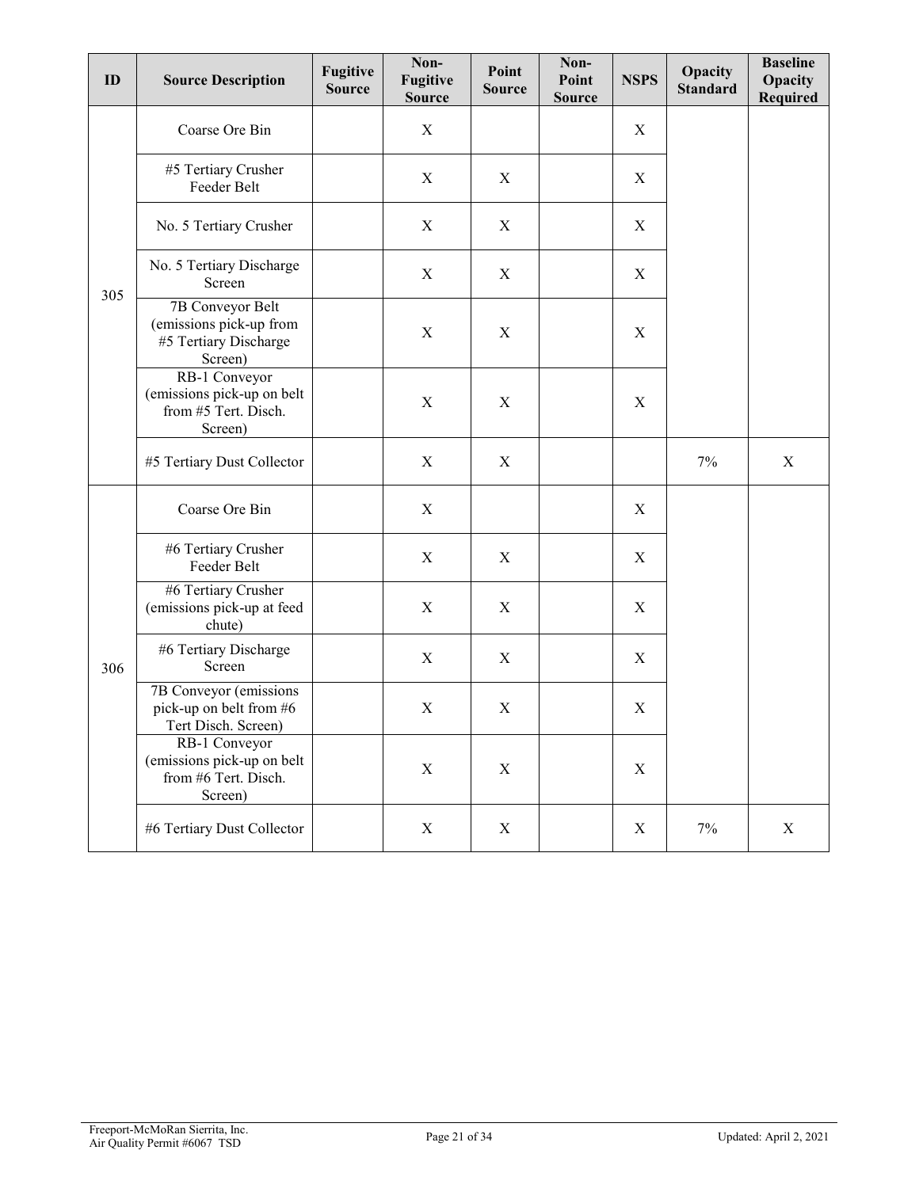| ID | Source Description | Fugitive Source | Non-Fugitive Source | Point Source | Non-Point Source | NSPS | Opacity Standard | Baseline Opacity Required |
|---|---|---|---|---|---|---|---|---|
| 305 | Coarse Ore Bin | | X | | | X | | |
| | #5 Tertiary Crusher Feeder Belt | | X | X | | X | | |
| | No. 5 Tertiary Crusher | | X | X | | X | | |
| | No. 5 Tertiary Discharge Screen | | X | X | | X | | |
| | 7B Conveyor Belt (emissions pick-up from #5 Tertiary Discharge Screen) | | X | X | | X | | |
| | RB-1 Conveyor (emissions pick-up on belt from #5 Tert. Disch. Screen) | | X | X | | X | | |
| | #5 Tertiary Dust Collector | | X | X | | | 7% | X |
| 306 | Coarse Ore Bin | | X | | | X | | |
| | #6 Tertiary Crusher Feeder Belt | | X | X | | X | | |
| | #6 Tertiary Crusher (emissions pick-up at feed chute) | | X | X | | X | | |
| | #6 Tertiary Discharge Screen | | X | X | | X | | |
| | 7B Conveyor (emissions pick-up on belt from #6 Tert Disch. Screen) | | X | X | | X | | |
| | RB-1 Conveyor (emissions pick-up on belt from #6 Tert. Disch. Screen) | | X | X | | X | | |
| | #6 Tertiary Dust Collector | | X | X | | X | 7% | X |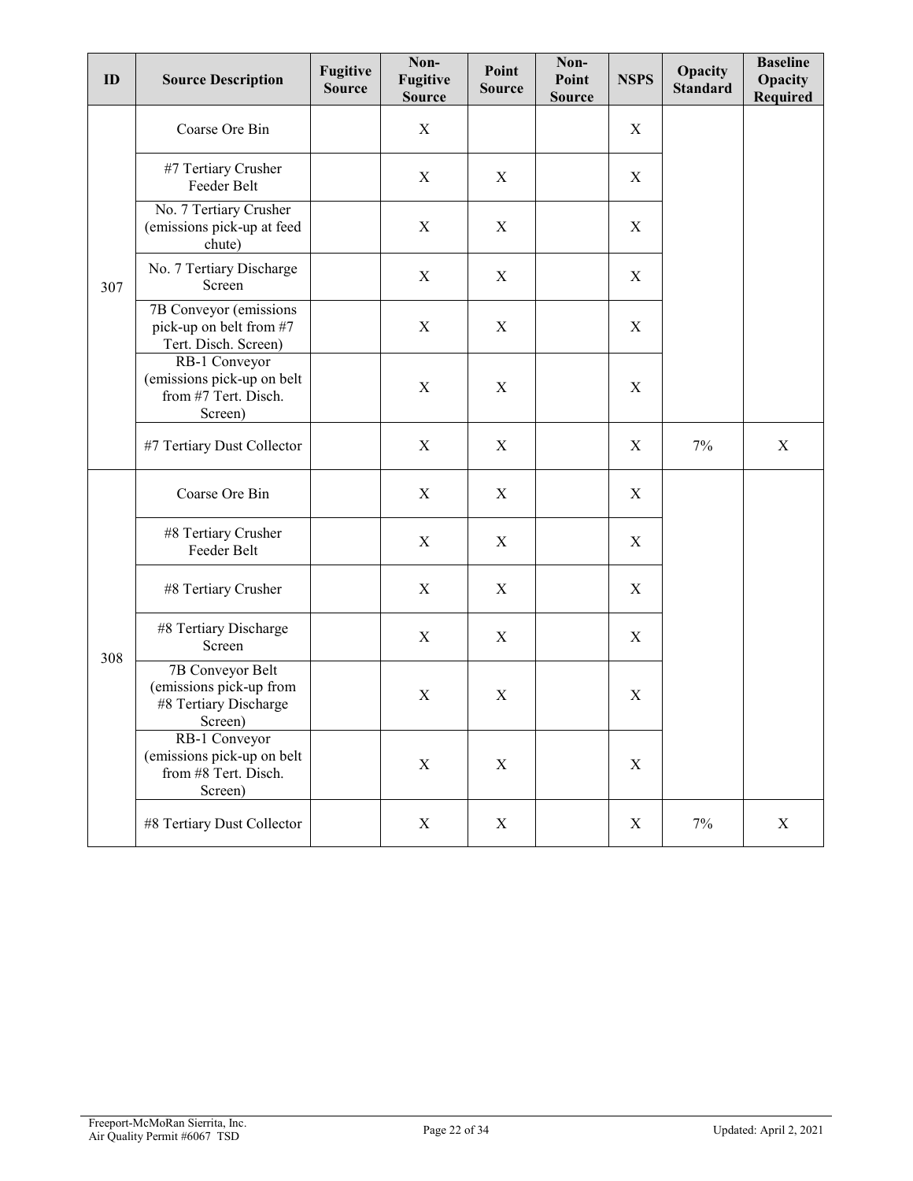| ID | Source Description | Fugitive Source | Non-Fugitive Source | Point Source | Non-Point Source | NSPS | Opacity Standard | Baseline Opacity Required |
|---|---|---|---|---|---|---|---|---|
| 307 | Coarse Ore Bin | | X | | | X | | |
| | #7 Tertiary Crusher Feeder Belt | | X | X | | X | | |
| | No. 7 Tertiary Crusher (emissions pick-up at feed chute) | | X | X | | X | | |
| | No. 7 Tertiary Discharge Screen | | X | X | | X | | |
| | 7B Conveyor (emissions pick-up on belt from #7 Tert. Disch. Screen) | | X | X | | X | | |
| | RB-1 Conveyor (emissions pick-up on belt from #7 Tert. Disch. Screen) | | X | X | | X | | |
| | #7 Tertiary Dust Collector | | X | X | | X | 7% | X |
| 308 | Coarse Ore Bin | | X | X | | X | | |
| | #8 Tertiary Crusher Feeder Belt | | X | X | | X | | |
| | #8 Tertiary Crusher | | X | X | | X | | |
| | #8 Tertiary Discharge Screen | | X | X | | X | | |
| | 7B Conveyor Belt (emissions pick-up from #8 Tertiary Discharge Screen) | | X | X | | X | | |
| | RB-1 Conveyor (emissions pick-up on belt from #8 Tert. Disch. Screen) | | X | X | | X | | |
| | #8 Tertiary Dust Collector | | X | X | | X | 7% | X |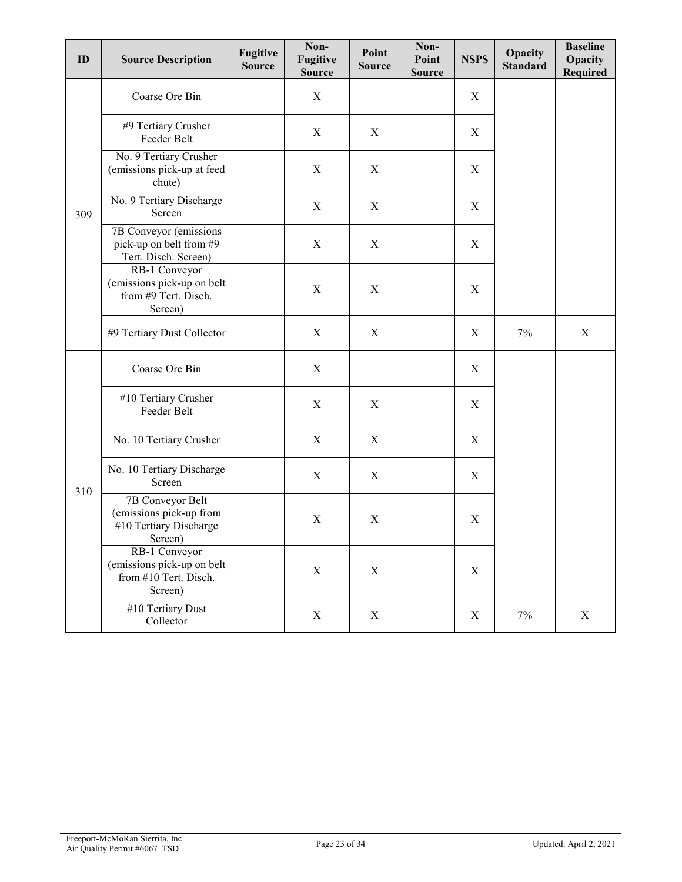| ID | Source Description | Fugitive Source | Non-Fugitive Source | Point Source | Non-Point Source | NSPS | Opacity Standard | Baseline Opacity Required |
|---|---|---|---|---|---|---|---|---|
| 309 | Coarse Ore Bin | | X | | | X | | |
| | #9 Tertiary Crusher Feeder Belt | | X | X | | X | | |
| | No. 9 Tertiary Crusher (emissions pick-up at feed chute) | | X | X | | X | | |
| | No. 9 Tertiary Discharge Screen | | X | X | | X | | |
| | 7B Conveyor (emissions pick-up on belt from #9 Tert. Disch. Screen) | | X | X | | X | | |
| | RB-1 Conveyor (emissions pick-up on belt from #9 Tert. Disch. Screen) | | X | X | | X | | |
| | #9 Tertiary Dust Collector | | X | X | | X | 7% | X |
| 310 | Coarse Ore Bin | | X | | | X | | |
| | #10 Tertiary Crusher Feeder Belt | | X | X | | X | | |
| | No. 10 Tertiary Crusher | | X | X | | X | | |
| | No. 10 Tertiary Discharge Screen | | X | X | | X | | |
| | 7B Conveyor Belt (emissions pick-up from #10 Tertiary Discharge Screen) | | X | X | | X | | |
| | RB-1 Conveyor (emissions pick-up on belt from #10 Tert. Disch. Screen) | | X | X | | X | | |
| | #10 Tertiary Dust Collector | | X | X | | X | 7% | X |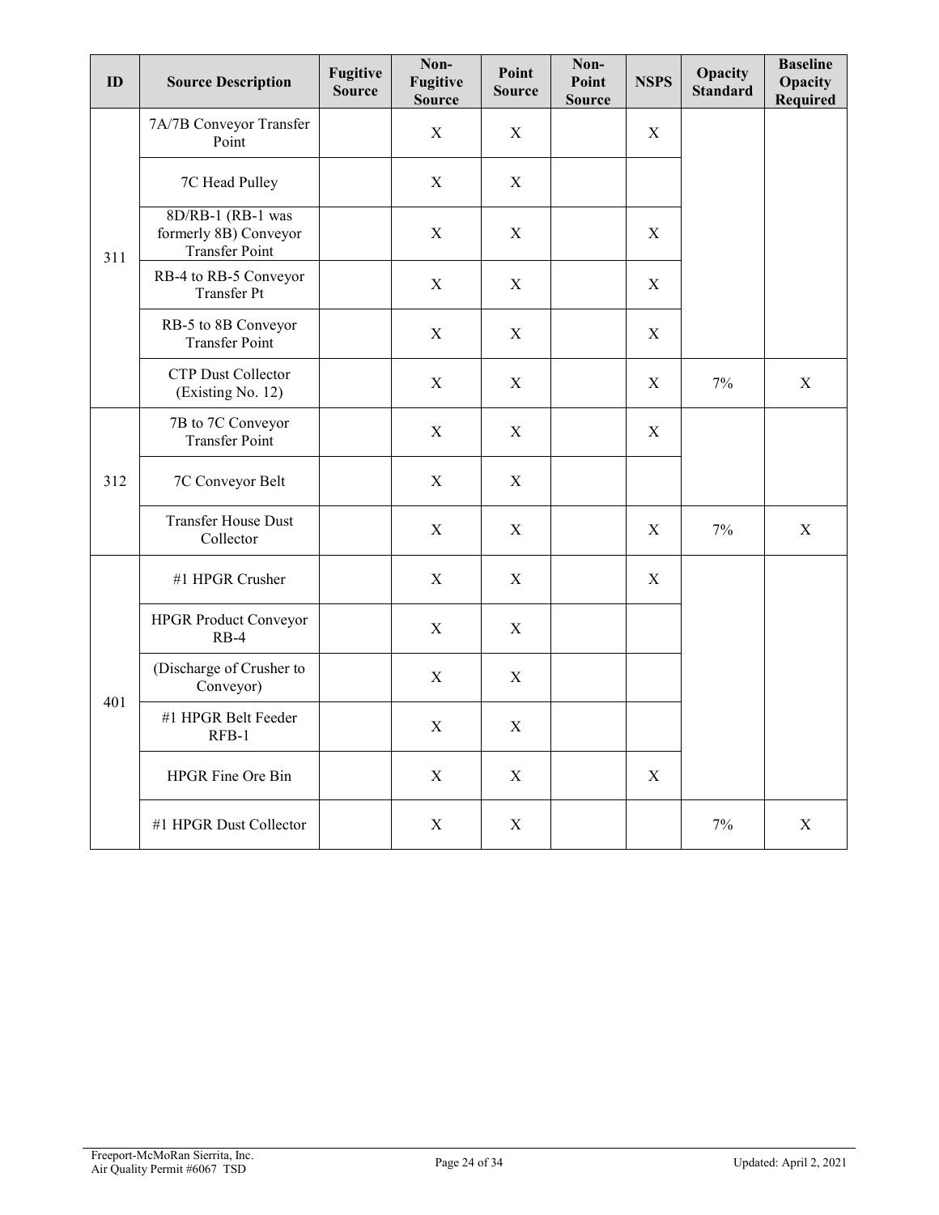| ID | Source Description | Fugitive Source | Non-Fugitive Source | Point Source | Non-Point Source | NSPS | Opacity Standard | Baseline Opacity Required |
|---|---|---|---|---|---|---|---|---|
| 311 | 7A/7B Conveyor Transfer Point | | X | X | | X | | |
| | 7C Head Pulley | | X | X | | | | |
| | 8D/RB-1 (RB-1 was formerly 8B) Conveyor Transfer Point | | X | X | | X | | |
| | RB-4 to RB-5 Conveyor Transfer Pt | | X | X | | X | | |
| | RB-5 to 8B Conveyor Transfer Point | | X | X | | X | | |
| | CTP Dust Collector (Existing No. 12) | | X | X | | X | 7% | X |
| 312 | 7B to 7C Conveyor Transfer Point | | X | X | | X | | |
| | 7C Conveyor Belt | | X | X | | | | |
| | Transfer House Dust Collector | | X | X | | X | 7% | X |
| 401 | #1 HPGR Crusher | | X | X | | X | | |
| | HPGR Product Conveyor RB-4 | | X | X | | | | |
| | (Discharge of Crusher to Conveyor) | | X | X | | | | |
| | #1 HPGR Belt Feeder RFB-1 | | X | X | | | | |
| | HPGR Fine Ore Bin | | X | X | | X | | |
| | #1 HPGR Dust Collector | | X | X | | | 7% | X |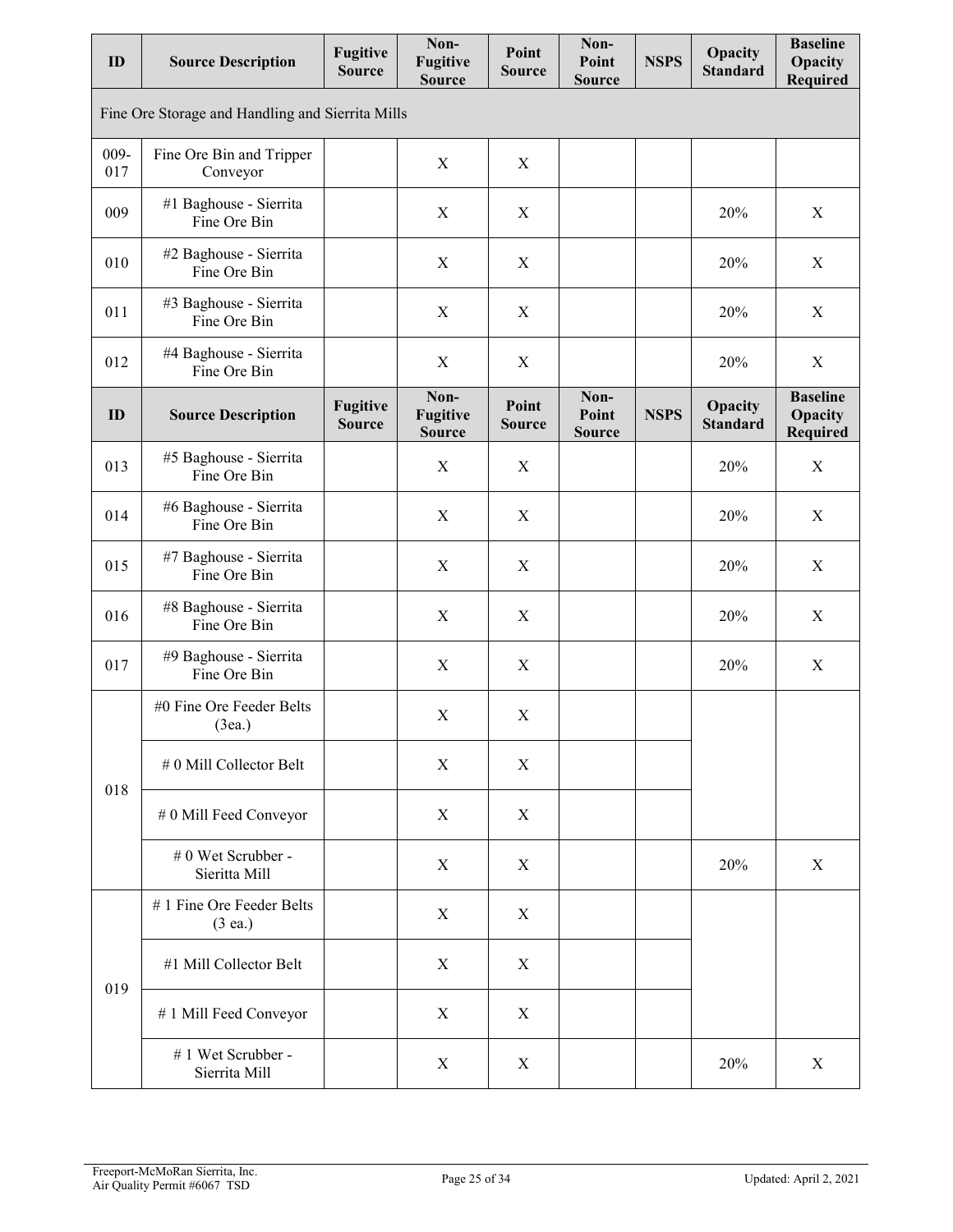| ID | Source Description | Fugitive Source | Non-Fugitive Source | Point Source | Non-Point Source | NSPS | Opacity Standard | Baseline Opacity Required |
|---|---|---|---|---|---|---|---|---|
| Fine Ore Storage and Handling and Sierrita Mills | | | | | | | | |
| 009-017 | Fine Ore Bin and Tripper Conveyor | | X | X | | | | |
| 009 | #1 Baghouse - Sierrita Fine Ore Bin | | X | X | | | 20% | X |
| 010 | #2 Baghouse - Sierrita Fine Ore Bin | | X | X | | | 20% | X |
| 011 | #3 Baghouse - Sierrita Fine Ore Bin | | X | X | | | 20% | X |
| 012 | #4 Baghouse - Sierrita Fine Ore Bin | | X | X | | | 20% | X |
| 013 | #5 Baghouse - Sierrita Fine Ore Bin | | X | X | | | 20% | X |
| 014 | #6 Baghouse - Sierrita Fine Ore Bin | | X | X | | | 20% | X |
| 015 | #7 Baghouse - Sierrita Fine Ore Bin | | X | X | | | 20% | X |
| 016 | #8 Baghouse - Sierrita Fine Ore Bin | | X | X | | | 20% | X |
| 017 | #9 Baghouse - Sierrita Fine Ore Bin | | X | X | | | 20% | X |
| 018 | #0 Fine Ore Feeder Belts (3ea.) | | X | X | | | | |
| | # 0 Mill Collector Belt | | X | X | | | | |
| | # 0 Mill Feed Conveyor | | X | X | | | | |
| | # 0 Wet Scrubber - Sieritta Mill | | X | X | | | 20% | X |
| 019 | # 1 Fine Ore Feeder Belts (3 ea.) | | X | X | | | | |
| | #1 Mill Collector Belt | | X | X | | | | |
| | # 1 Mill Feed Conveyor | | X | X | | | | |
| | # 1 Wet Scrubber - Sierrita Mill | | X | X | | | 20% | X |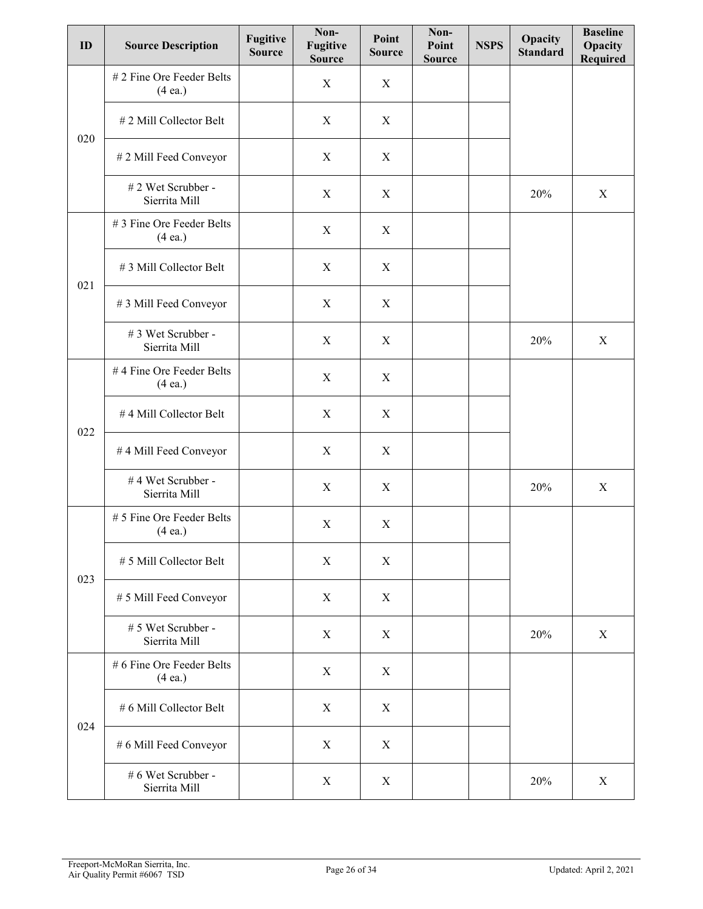| ID | Source Description | Fugitive Source | Non-Fugitive Source | Point Source | Non-Point Source | NSPS | Opacity Standard | Baseline Opacity Required |
|---|---|---|---|---|---|---|---|---|
| 020 | # 2 Fine Ore Feeder Belts (4 ea.) | | X | X | | | | |
| | # 2 Mill Collector Belt | | X | X | | | | |
| | # 2 Mill Feed Conveyor | | X | X | | | | |
| | # 2 Wet Scrubber - Sierrita Mill | | X | X | | | 20% | X |
| 021 | # 3 Fine Ore Feeder Belts (4 ea.) | | X | X | | | | |
| | # 3 Mill Collector Belt | | X | X | | | | |
| | # 3 Mill Feed Conveyor | | X | X | | | | |
| | # 3 Wet Scrubber - Sierrita Mill | | X | X | | | 20% | X |
| 022 | # 4 Fine Ore Feeder Belts (4 ea.) | | X | X | | | | |
| | # 4 Mill Collector Belt | | X | X | | | | |
| | # 4 Mill Feed Conveyor | | X | X | | | | |
| | # 4 Wet Scrubber - Sierrita Mill | | X | X | | | 20% | X |
| 023 | # 5 Fine Ore Feeder Belts (4 ea.) | | X | X | | | | |
| | # 5 Mill Collector Belt | | X | X | | | | |
| | # 5 Mill Feed Conveyor | | X | X | | | | |
| | # 5 Wet Scrubber - Sierrita Mill | | X | X | | | 20% | X |
| 024 | # 6 Fine Ore Feeder Belts (4 ea.) | | X | X | | | | |
| | # 6 Mill Collector Belt | | X | X | | | | |
| | # 6 Mill Feed Conveyor | | X | X | | | | |
| | # 6 Wet Scrubber - Sierrita Mill | | X | X | | | 20% | X |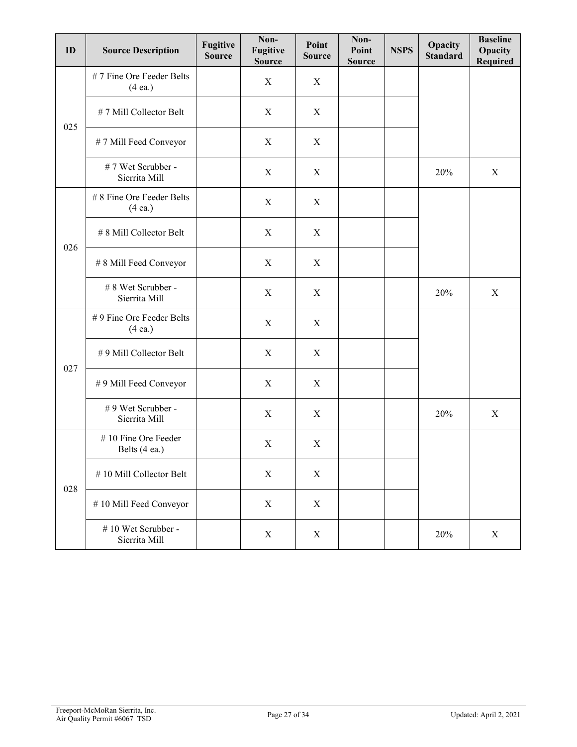| ID | Source Description | Fugitive Source | Non-Fugitive Source | Point Source | Non-Point Source | NSPS | Opacity Standard | Baseline Opacity Required |
|---|---|---|---|---|---|---|---|---|
| 025 | # 7 Fine Ore Feeder Belts (4 ea.) | | X | X | | | | |
| | # 7 Mill Collector Belt | | X | X | | | | |
| | # 7 Mill Feed Conveyor | | X | X | | | | |
| | # 7 Wet Scrubber - Sierrita Mill | | X | X | | | 20% | X |
| 026 | # 8 Fine Ore Feeder Belts (4 ea.) | | X | X | | | | |
| | # 8 Mill Collector Belt | | X | X | | | | |
| | # 8 Mill Feed Conveyor | | X | X | | | | |
| | # 8 Wet Scrubber - Sierrita Mill | | X | X | | | 20% | X |
| 027 | # 9 Fine Ore Feeder Belts (4 ea.) | | X | X | | | | |
| | # 9 Mill Collector Belt | | X | X | | | | |
| | # 9 Mill Feed Conveyor | | X | X | | | | |
| | # 9 Wet Scrubber - Sierrita Mill | | X | X | | | 20% | X |
| 028 | # 10 Fine Ore Feeder Belts (4 ea.) | | X | X | | | | |
| | # 10 Mill Collector Belt | | X | X | | | | |
| | # 10 Mill Feed Conveyor | | X | X | | | | |
| | # 10 Wet Scrubber - Sierrita Mill | | X | X | | | 20% | X |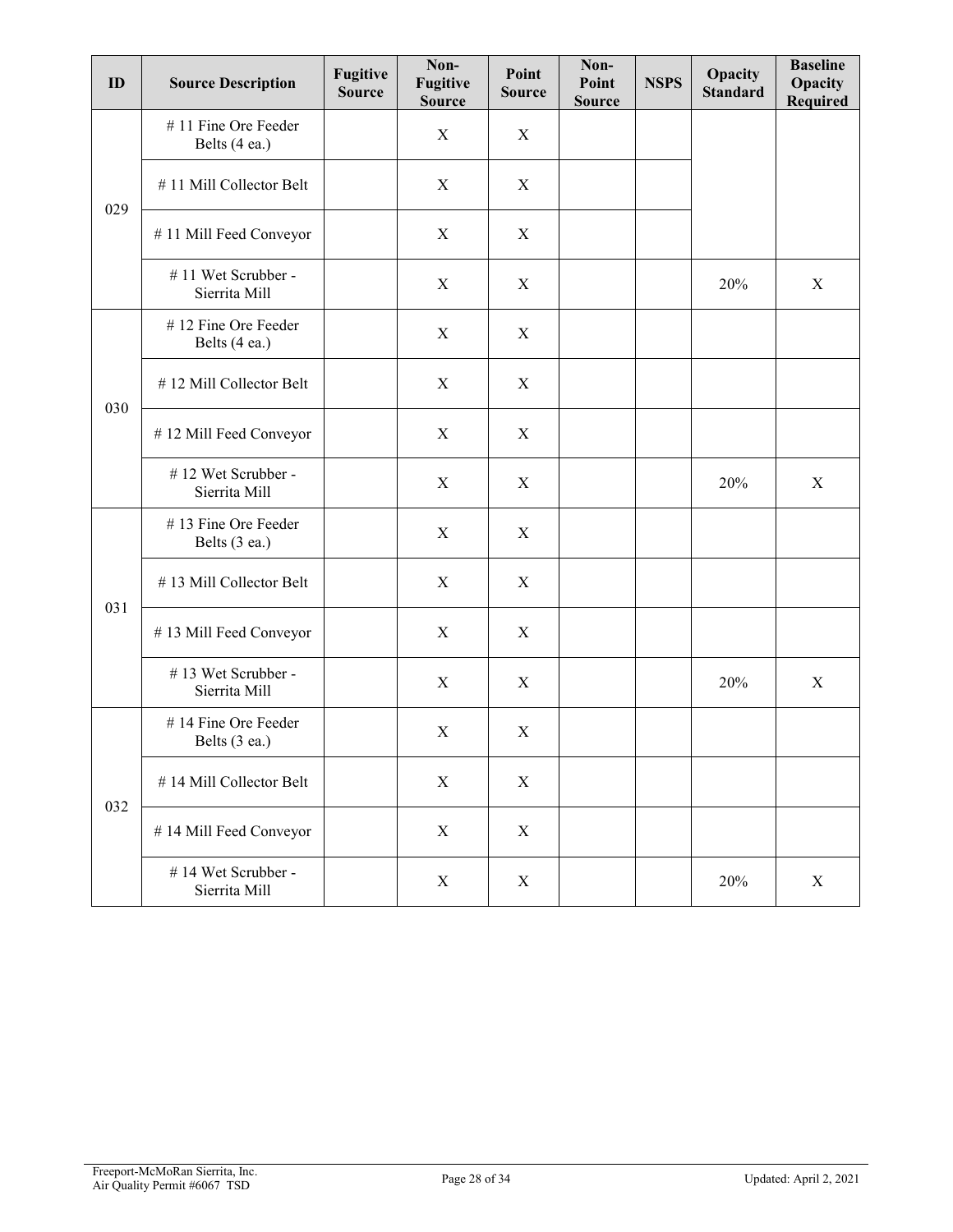| ID | Source Description | Fugitive Source | Non-Fugitive Source | Point Source | Non-Point Source | NSPS | Opacity Standard | Baseline Opacity Required |
|---|---|---|---|---|---|---|---|---|
| 029 | # 11 Fine Ore Feeder Belts (4 ea.) | | X | X | | | | |
| | # 11 Mill Collector Belt | | X | X | | | | |
| | # 11 Mill Feed Conveyor | | X | X | | | | |
| | # 11 Wet Scrubber - Sierrita Mill | | X | X | | | 20% | X |
| 030 | # 12 Fine Ore Feeder Belts (4 ea.) | | X | X | | | | |
| | # 12 Mill Collector Belt | | X | X | | | | |
| | # 12 Mill Feed Conveyor | | X | X | | | | |
| | # 12 Wet Scrubber - Sierrita Mill | | X | X | | | 20% | X |
| 031 | # 13 Fine Ore Feeder Belts (3 ea.) | | X | X | | | | |
| | # 13 Mill Collector Belt | | X | X | | | | |
| | # 13 Mill Feed Conveyor | | X | X | | | | |
| | # 13 Wet Scrubber - Sierrita Mill | | X | X | | | 20% | X |
| 032 | # 14 Fine Ore Feeder Belts (3 ea.) | | X | X | | | | |
| | # 14 Mill Collector Belt | | X | X | | | | |
| | # 14 Mill Feed Conveyor | | X | X | | | | |
| | # 14 Wet Scrubber - Sierrita Mill | | X | X | | | 20% | X |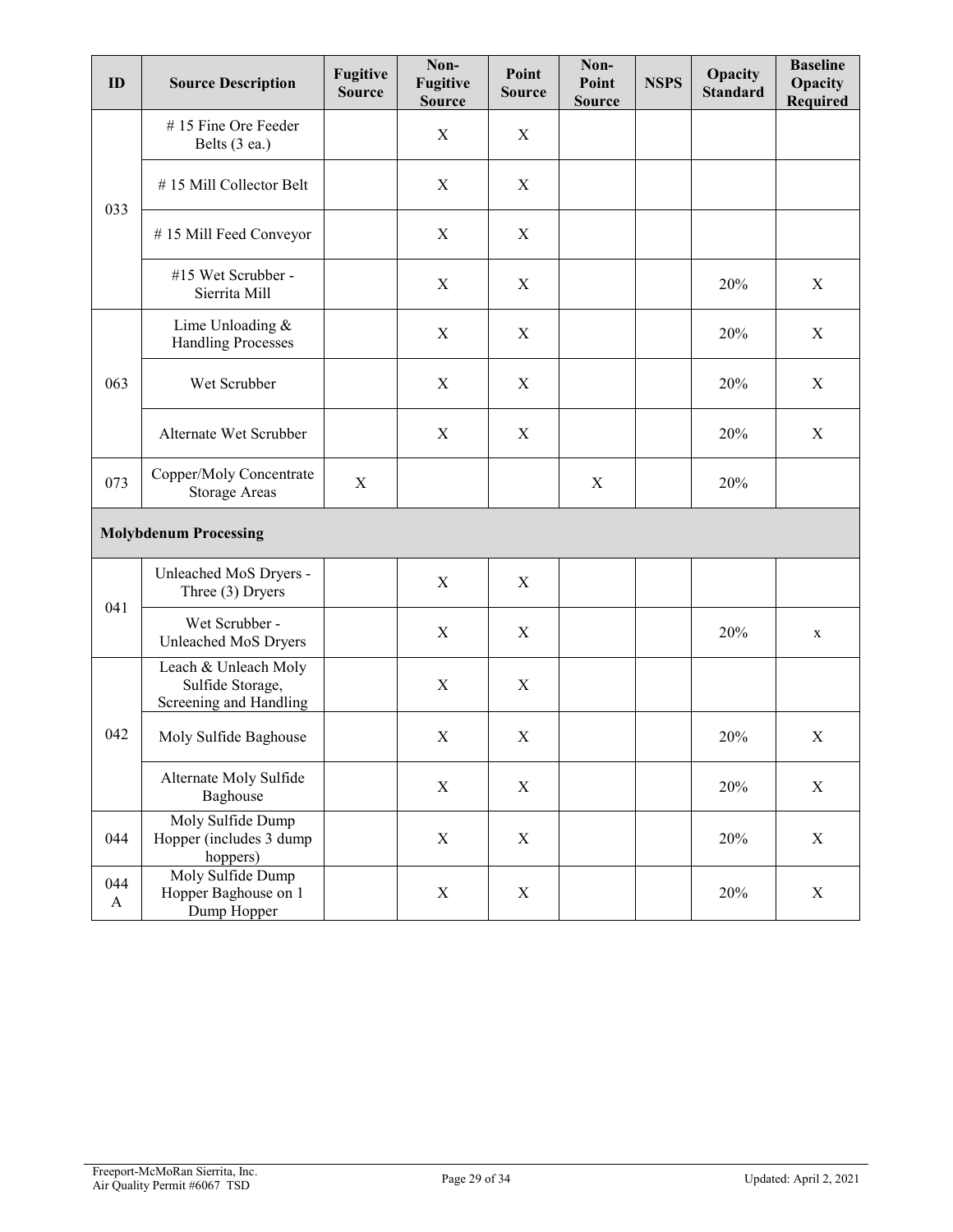| ID | Source Description | Fugitive Source | Non-Fugitive Source | Point Source | Non-Point Source | NSPS | Opacity Standard | Baseline Opacity Required |
|---|---|---|---|---|---|---|---|---|
| 033 | # 15 Fine Ore Feeder Belts (3 ea.) | | X | X | | | | |
| | # 15 Mill Collector Belt | | X | X | | | | |
| | # 15 Mill Feed Conveyor | | X | X | | | | |
| | #15 Wet Scrubber - Sierrita Mill | | X | X | | | 20% | X |
| 063 | Lime Unloading & Handling Processes | | X | X | | | 20% | X |
| | Wet Scrubber | | X | X | | | 20% | X |
| | Alternate Wet Scrubber | | X | X | | | 20% | X |
| 073 | Copper/Moly Concentrate Storage Areas | X | | | X | | 20% | |
| **Molybdenum Processing** | | | | | | | | |
| 041 | Unleached MoS Dryers - Three (3) Dryers | | X | X | | | | |
| | Wet Scrubber - Unleached MoS Dryers | | X | X | | | 20% | x |
| 042 | Leach & Unleach Moly Sulfide Storage, Screening and Handling | | X | X | | | | |
| | Moly Sulfide Baghouse | | X | X | | | 20% | X |
| | Alternate Moly Sulfide Baghouse | | X | X | | | 20% | X |
| 044 | Moly Sulfide Dump Hopper (includes 3 dump hoppers) | | X | X | | | 20% | X |
| 044 A | Moly Sulfide Dump Hopper Baghouse on 1 Dump Hopper | | X | X | | | 20% | X |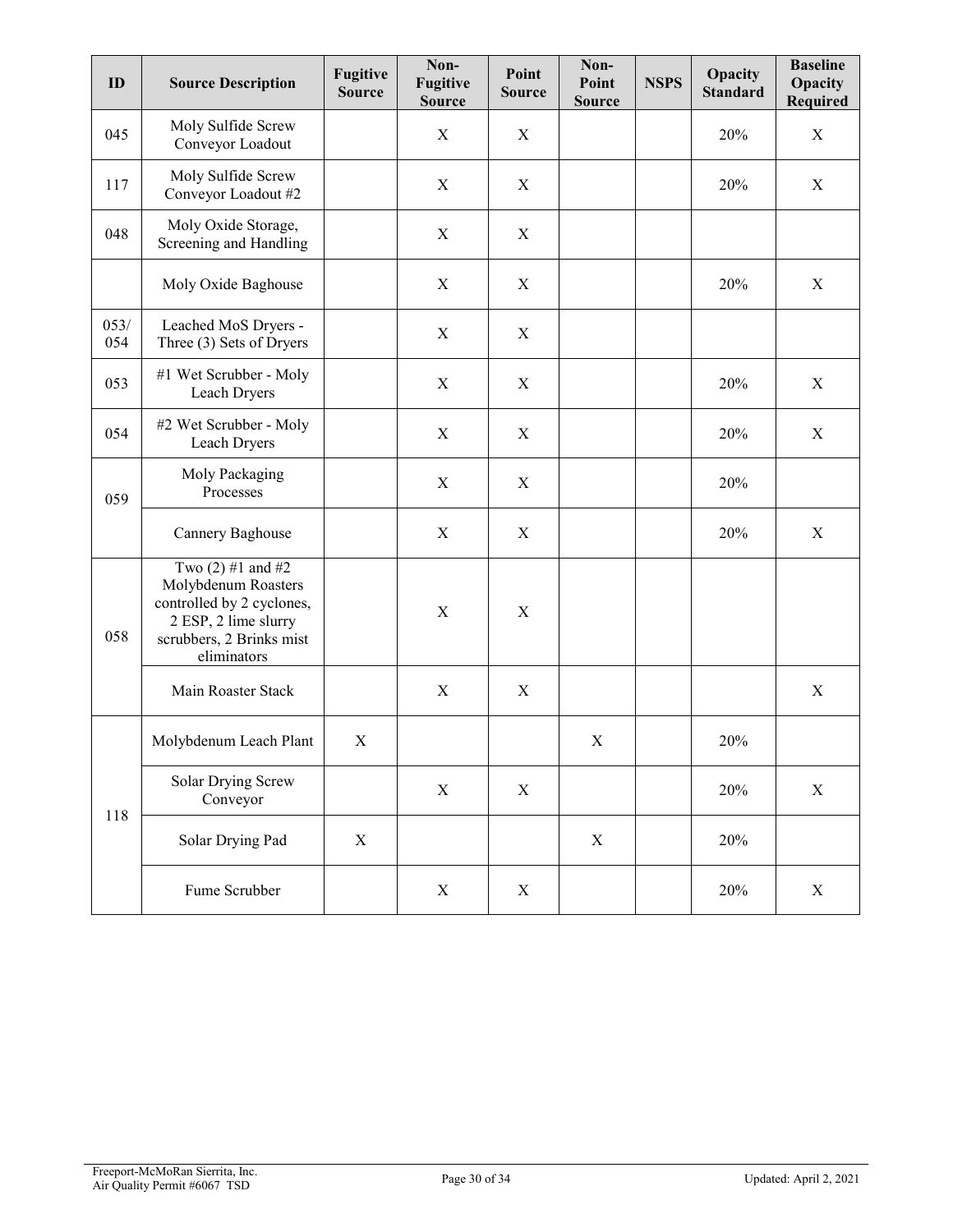| ID | Source Description | Fugitive Source | Non-Fugitive Source | Point Source | Non-Point Source | NSPS | Opacity Standard | Baseline Opacity Required |
|---|---|---|---|---|---|---|---|---|
| 045 | Moly Sulfide Screw Conveyor Loadout | | X | X | | | 20% | X |
| 117 | Moly Sulfide Screw Conveyor Loadout #2 | | X | X | | | 20% | X |
| 048 | Moly Oxide Storage, Screening and Handling | | X | X | | | | |
| | Moly Oxide Baghouse | | X | X | | | 20% | X |
| 053/ 054 | Leached MoS Dryers - Three (3) Sets of Dryers | | X | X | | | | |
| 053 | #1 Wet Scrubber - Moly Leach Dryers | | X | X | | | 20% | X |
| 054 | #2 Wet Scrubber - Moly Leach Dryers | | X | X | | | 20% | X |
| 059 | Moly Packaging Processes | | X | X | | | 20% | |
| | Cannery Baghouse | | X | X | | | 20% | X |
| 058 | Two (2) #1 and #2 Molybdenum Roasters controlled by 2 cyclones, 2 ESP, 2 lime slurry scrubbers, 2 Brinks mist eliminators | | X | X | | | | |
| | Main Roaster Stack | | X | X | | | | X |
| 118 | Molybdenum Leach Plant | X | | | X | | 20% | |
| | Solar Drying Screw Conveyor | | X | X | | | 20% | X |
| | Solar Drying Pad | X | | | X | | 20% | |
| | Fume Scrubber | | X | X | | | 20% | X |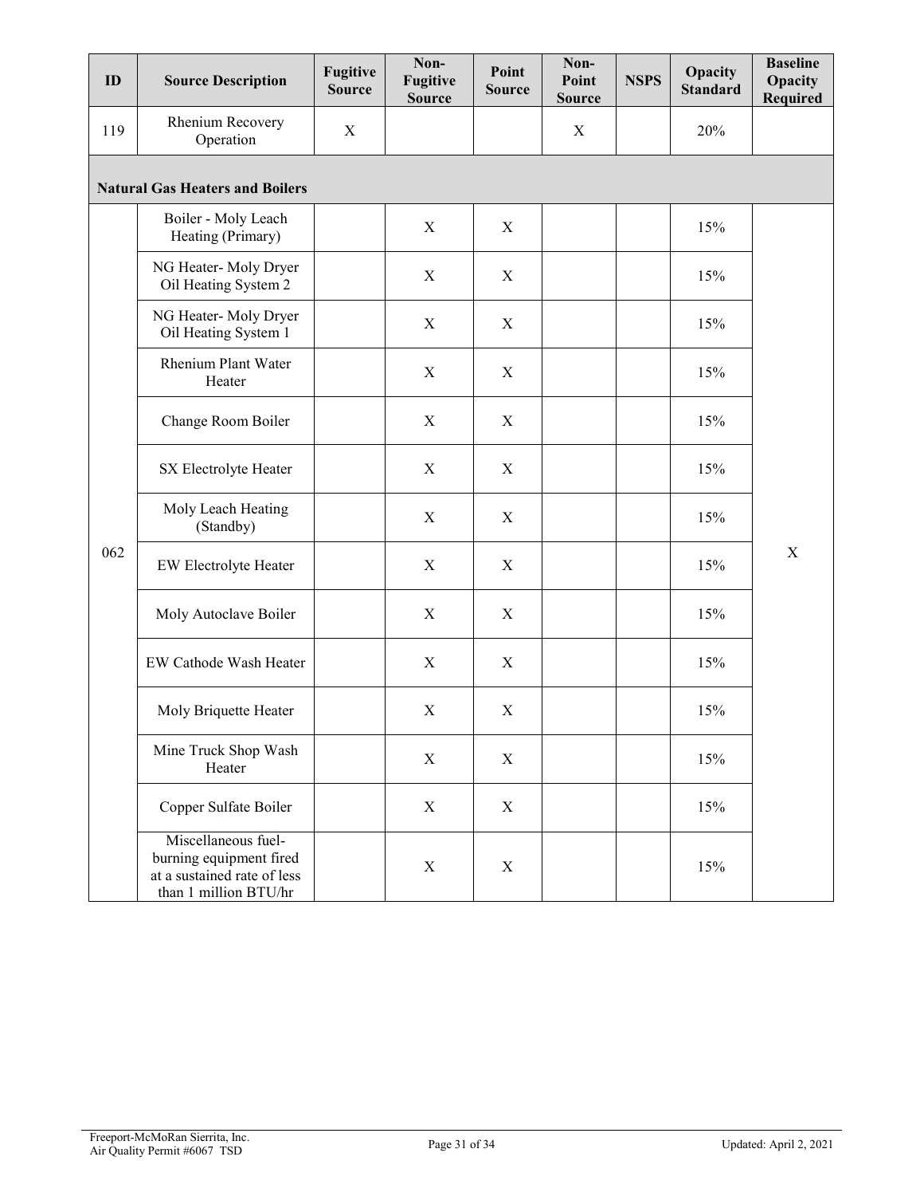| ID | Source Description | Fugitive Source | Non-Fugitive Source | Point Source | Non-Point Source | NSPS | Opacity Standard | Baseline Opacity Required |
|---|---|---|---|---|---|---|---|---|
| 119 | Rhenium Recovery Operation | X | | | X | | 20% | |
| **Natural Gas Heaters and Boilers** | | | | | | | | |
| 062 | Boiler - Moly Leach Heating (Primary) | | X | X | | | 15% | X |
| | NG Heater- Moly Dryer Oil Heating System 2 | | X | X | | | 15% | |
| | NG Heater- Moly Dryer Oil Heating System 1 | | X | X | | | 15% | |
| | Rhenium Plant Water Heater | | X | X | | | 15% | |
| | Change Room Boiler | | X | X | | | 15% | |
| | SX Electrolyte Heater | | X | X | | | 15% | |
| | Moly Leach Heating (Standby) | | X | X | | | 15% | |
| | EW Electrolyte Heater | | X | X | | | 15% | |
| | Moly Autoclave Boiler | | X | X | | | 15% | |
| | EW Cathode Wash Heater | | X | X | | | 15% | |
| | Moly Briquette Heater | | X | X | | | 15% | |
| | Mine Truck Shop Wash Heater | | X | X | | | 15% | |
| | Copper Sulfate Boiler | | X | X | | | 15% | |
| | Miscellaneous fuel-burning equipment fired at a sustained rate of less than 1 million BTU/hr | | X | X | | | 15% | |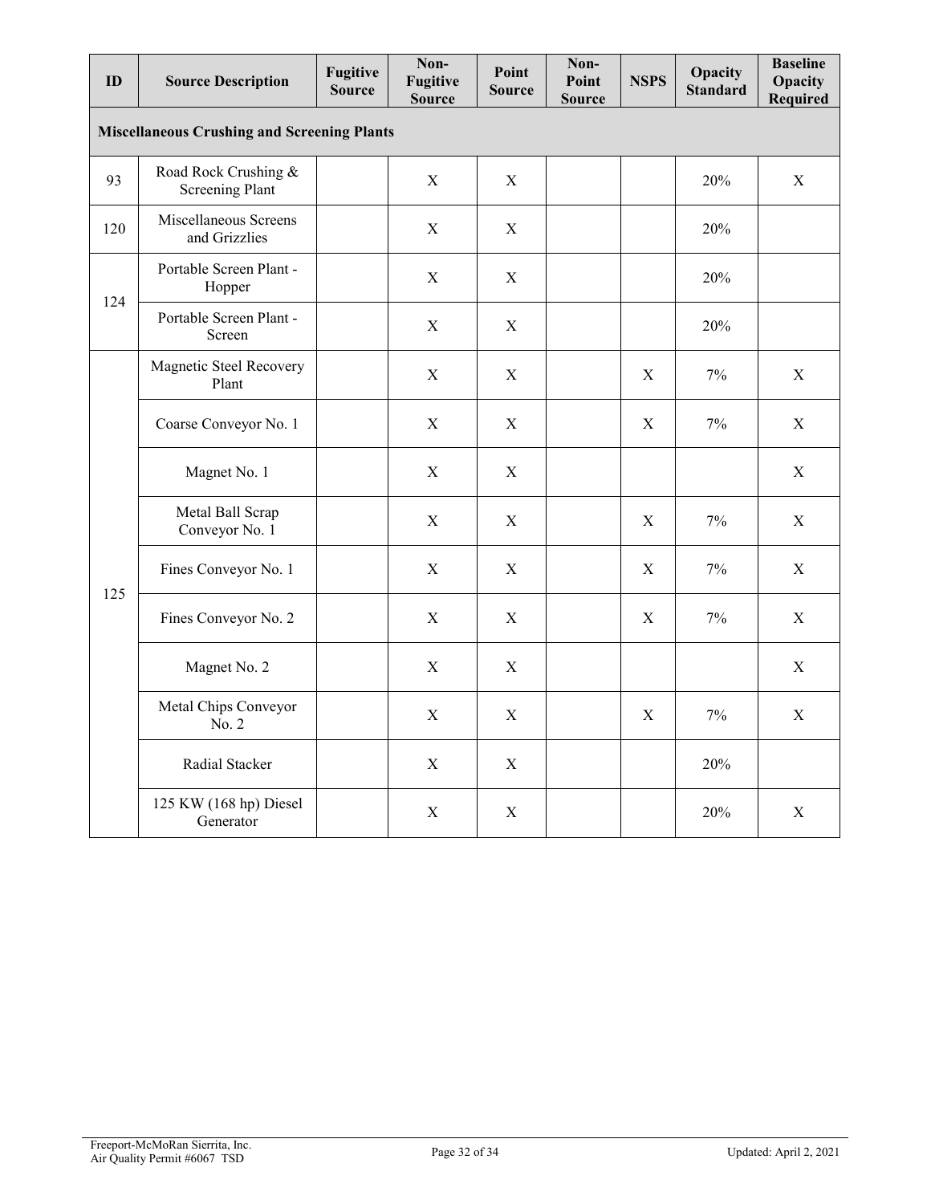| ID | Source Description | Fugitive Source | Non-Fugitive Source | Point Source | Non-Point Source | NSPS | Opacity Standard | Baseline Opacity Required |
|---|---|---|---|---|---|---|---|---|
| **Miscellaneous Crushing and Screening Plants** | | | | | | | | |
| 93 | Road Rock Crushing & Screening Plant | | X | X | | | 20% | X |
| 120 | Miscellaneous Screens and Grizzlies | | X | X | | | 20% | |
| 124 | Portable Screen Plant - Hopper | | X | X | | | 20% | |
| | Portable Screen Plant - Screen | | X | X | | | 20% | |
| 125 | Magnetic Steel Recovery Plant | | X | X | | X | 7% | X |
| | Coarse Conveyor No. 1 | | X | X | | X | 7% | X |
| | Magnet No. 1 | | X | X | | | | X |
| | Metal Ball Scrap Conveyor No. 1 | | X | X | | X | 7% | X |
| | Fines Conveyor No. 1 | | X | X | | X | 7% | X |
| | Fines Conveyor No. 2 | | X | X | | X | 7% | X |
| | Magnet No. 2 | | X | X | | | | X |
| | Metal Chips Conveyor No. 2 | | X | X | | X | 7% | X |
| | Radial Stacker | | X | X | | | 20% | |
| | 125 KW (168 hp) Diesel Generator | | X | X | | | 20% | X |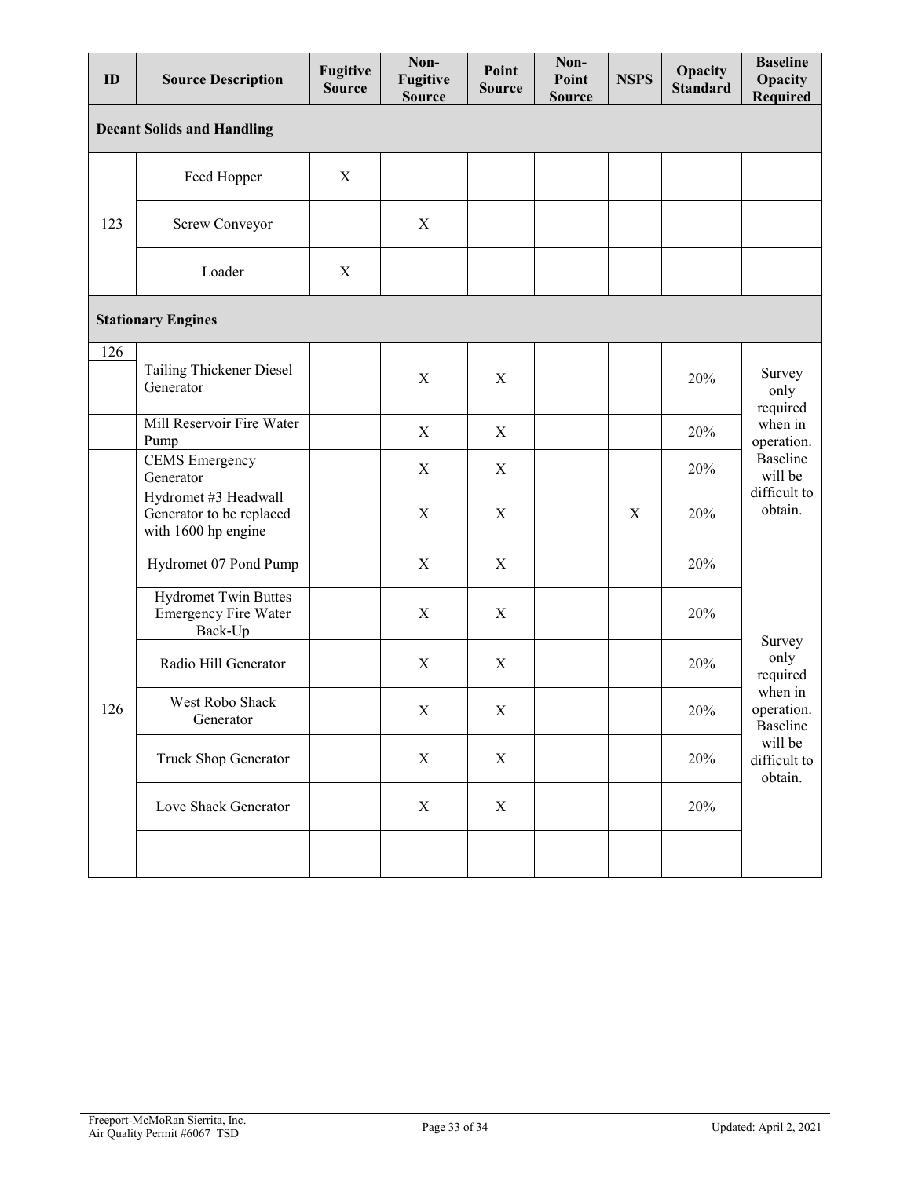| ID | Source Description | Fugitive Source | Non-Fugitive Source | Point Source | Non-Point Source | NSPS | Opacity Standard | Baseline Opacity Required |
|---|---|---|---|---|---|---|---|---|
| **Decant Solids and Handling** | | | | | | | | |
| 123 | Feed Hopper | X | | | | | | |
| | Screw Conveyor | | X | | | | | |
| | Loader | X | | | | | | |
| **Stationary Engines** | | | | | | | | |
| 126 | Tailing Thickener Diesel Generator | | X | X | | | 20% | Survey only required when in operation. Baseline will be difficult to obtain. |
| | Mill Reservoir Fire Water Pump | | X | X | | | 20% | |
| | CEMS Emergency Generator | | X | X | | | 20% | |
| | Hydromet #3 Headwall Generator to be replaced with 1600 hp engine | | X | X | | X | 20% | |
| 126 | Hydromet 07 Pond Pump | | X | X | | | 20% | Survey only required when in operation. Baseline will be difficult to obtain. |
| | Hydromet Twin Buttes Emergency Fire Water Back-Up | | X | X | | | 20% | |
| | Radio Hill Generator | | X | X | | | 20% | |
| | West Robo Shack Generator | | X | X | | | 20% | |
| | Truck Shop Generator | | X | X | | | 20% | |
| | Love Shack Generator | | X | X | | | 20% | |
| | | | | | | | | |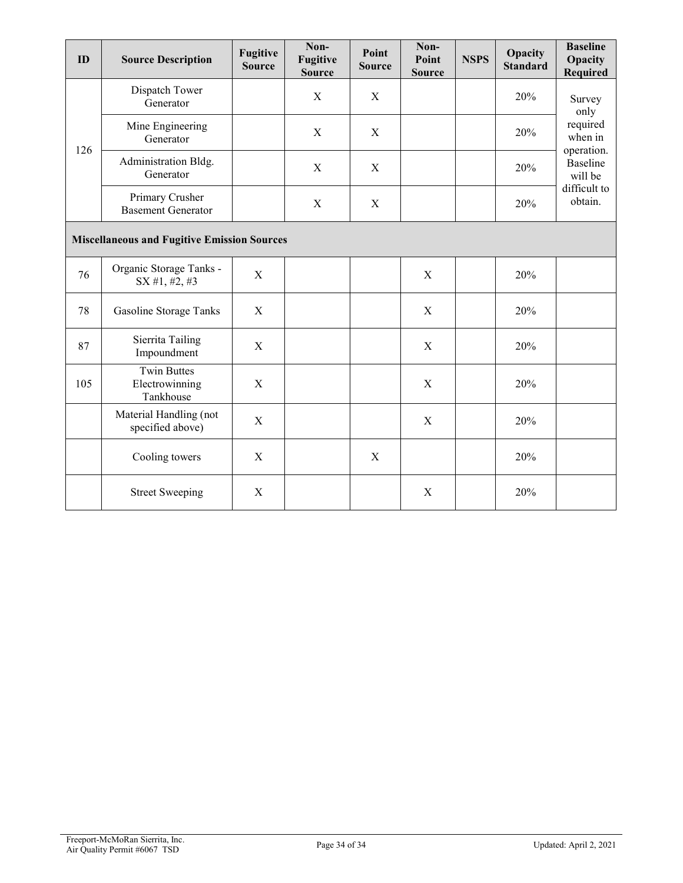| ID | Source Description | Fugitive Source | Non-Fugitive Source | Point Source | Non-Point Source | NSPS | Opacity Standard | Baseline Opacity Required |
|---|---|---|---|---|---|---|---|---|
| 126 | Dispatch Tower Generator | | X | X | | | 20% | Survey only required when in operation. Baseline will be difficult to obtain. |
| | Mine Engineering Generator | | X | X | | | 20% | |
| | Administration Bldg. Generator | | X | X | | | 20% | |
| | Primary Crusher Basement Generator | | X | X | | | 20% | |
| **Miscellaneous and Fugitive Emission Sources** | | | | | | | | |
| 76 | Organic Storage Tanks - SX #1, #2, #3 | X | | | X | | 20% | |
| 78 | Gasoline Storage Tanks | X | | | X | | 20% | |
| 87 | Sierrita Tailing Impoundment | X | | | X | | 20% | |
| 105 | Twin Buttes Electrowinning Tankhouse | X | | | X | | 20% | |
| | Material Handling (not specified above) | X | | | X | | 20% | |
| | Cooling towers | X | | X | | | 20% | |
| | Street Sweeping | X | | | X | | 20% | |